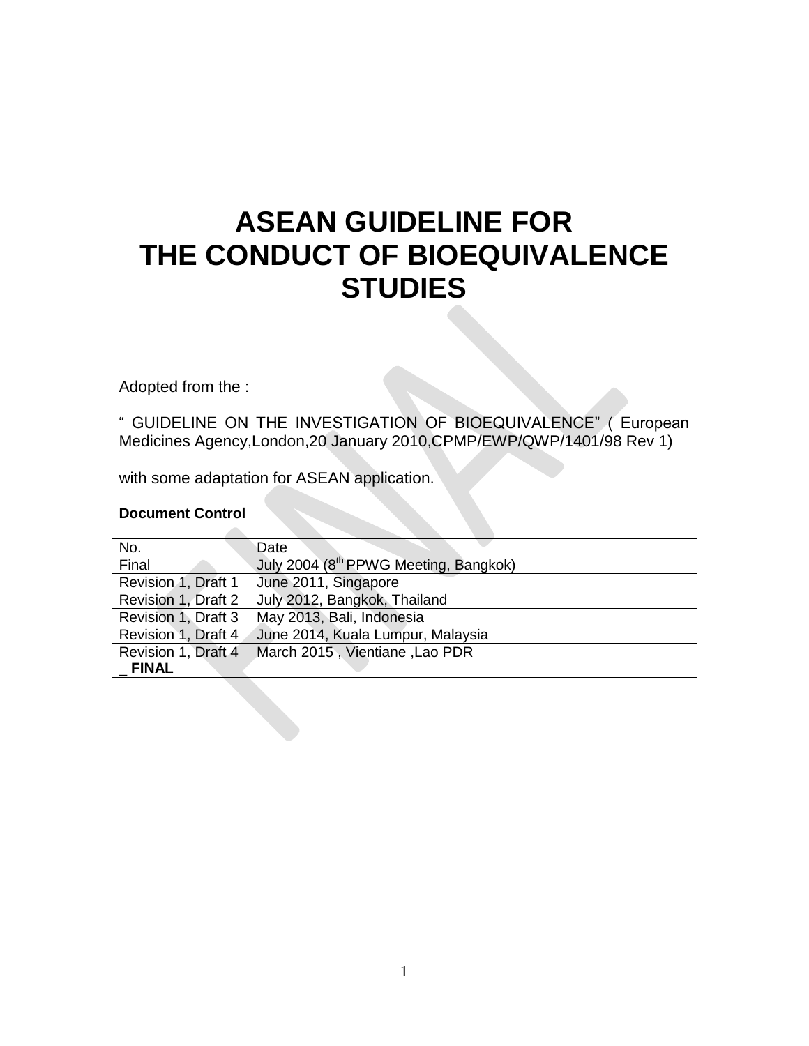# ASEAN GUIDELINE FOR THE CONDUCT OF BIOEQUIVALENCE STUDIES

Adopted from the :

" GUIDELINE ON THE INVESTIGATION OF BIOEQUIVALENCE" ( European Medicines Agency,London,20 January 2010,CPMP/EWP/QWP/1401/98 Rev 1)

with some adaptation for ASEAN application.

**Document Control**

| No. | Date |
|---|---|
| Final | July 2004 (8th PPWG Meeting, Bangkok) |
| Revision 1, Draft 1 | June 2011, Singapore |
| Revision 1, Draft 2 | July 2012, Bangkok, Thailand |
| Revision 1, Draft 3 | May 2013, Bali, Indonesia |
| Revision 1, Draft 4 | June 2014, Kuala Lumpur, Malaysia |
| Revision 1, Draft 4 _ **FINAL** | March 2015 , Vientiane ,Lao PDR |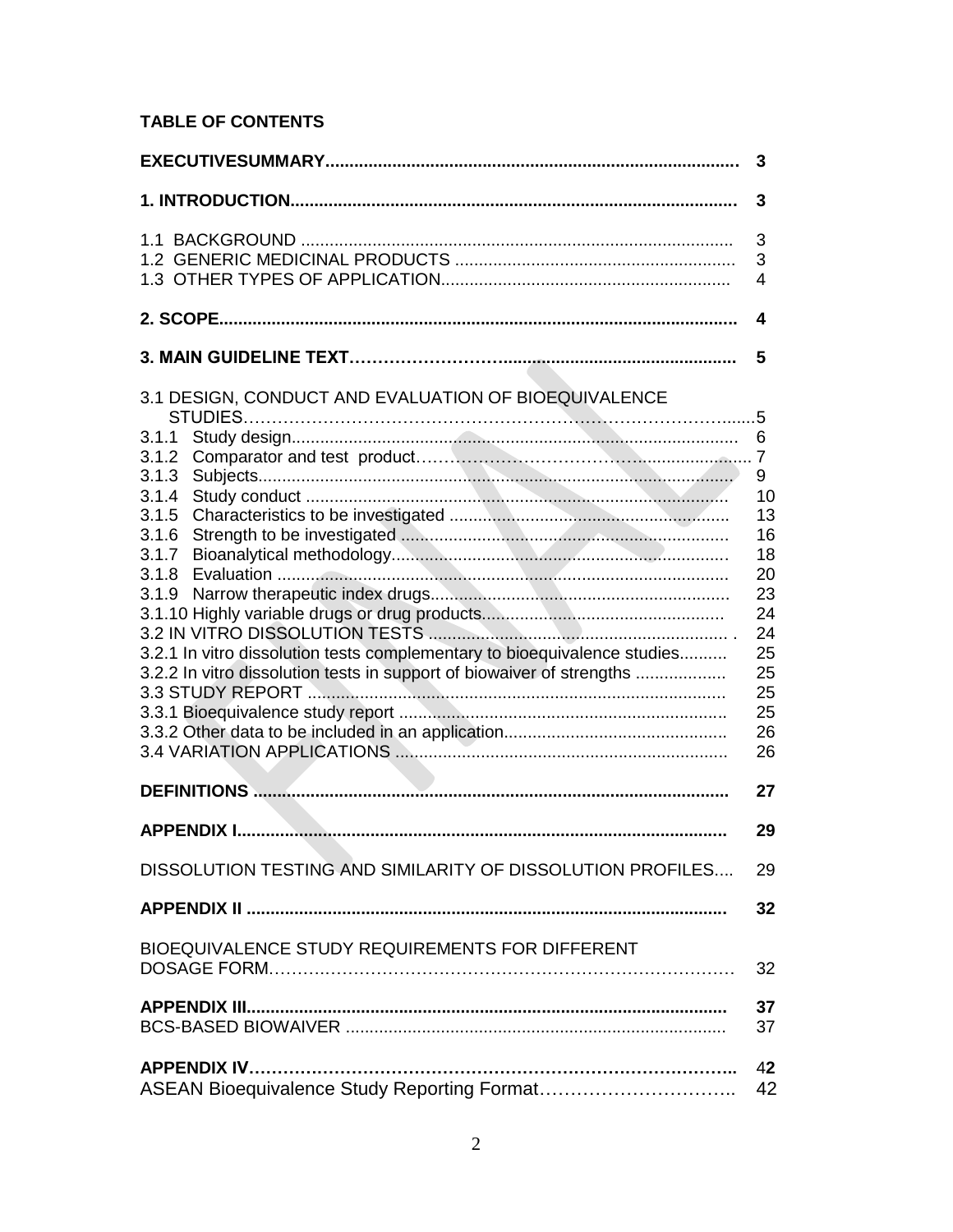**TABLE OF CONTENTS**

| | |
|---|---|
| **EXECUTIVESUMMARY** | **3** |
| **1. INTRODUCTION** | **3** |
| 1.1 BACKGROUND | 3 |
| 1.2 GENERIC MEDICINAL PRODUCTS | 3 |
| 1.3 OTHER TYPES OF APPLICATION | 4 |
| **2. SCOPE** | **4** |
| **3. MAIN GUIDELINE TEXT** | **5** |
| 3.1 DESIGN, CONDUCT AND EVALUATION OF BIOEQUIVALENCE STUDIES | 5 |
| 3.1.1 Study design | 6 |
| 3.1.2 Comparator and test product | 7 |
| 3.1.3 Subjects | 9 |
| 3.1.4 Study conduct | 10 |
| 3.1.5 Characteristics to be investigated | 13 |
| 3.1.6 Strength to be investigated | 16 |
| 3.1.7 Bioanalytical methodology | 18 |
| 3.1.8 Evaluation | 20 |
| 3.1.9 Narrow therapeutic index drugs | 23 |
| 3.1.10 Highly variable drugs or drug products | 24 |
| 3.2 IN VITRO DISSOLUTION TESTS | 24 |
| 3.2.1 In vitro dissolution tests complementary to bioequivalence studies | 25 |
| 3.2.2 In vitro dissolution tests in support of biowaiver of strengths | 25 |
| 3.3 STUDY REPORT | 25 |
| 3.3.1 Bioequivalence study report | 25 |
| 3.3.2 Other data to be included in an application | 26 |
| 3.4 VARIATION APPLICATIONS | 26 |
| **DEFINITIONS** | **27** |
| **APPENDIX I** | **29** |
| DISSOLUTION TESTING AND SIMILARITY OF DISSOLUTION PROFILES | 29 |
| **APPENDIX II** | **32** |
| BIOEQUIVALENCE STUDY REQUIREMENTS FOR DIFFERENT DOSAGE FORM | 32 |
| **APPENDIX III** | **37** |
| BCS-BASED BIOWAIVER | 37 |
| **APPENDIX IV** | **42** |
| ASEAN Bioequivalence Study Reporting Format | 42 |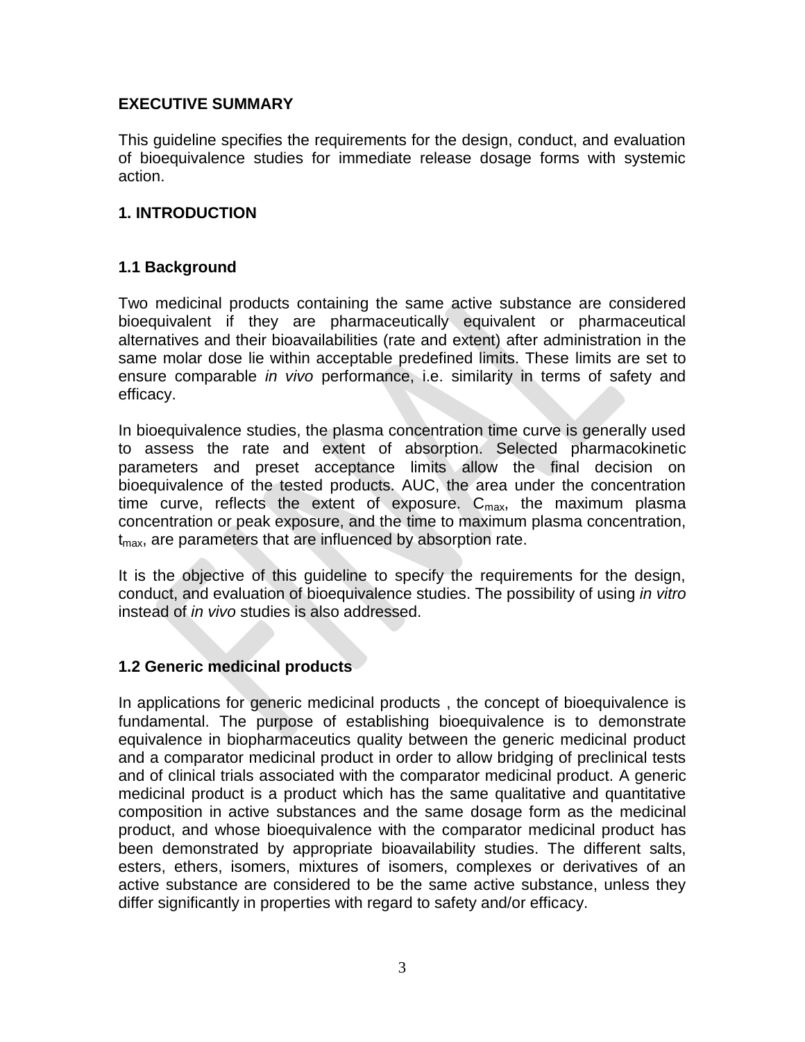## EXECUTIVE SUMMARY

This guideline specifies the requirements for the design, conduct, and evaluation of bioequivalence studies for immediate release dosage forms with systemic action.

## 1. INTRODUCTION

### 1.1 Background

Two medicinal products containing the same active substance are considered bioequivalent if they are pharmaceutically equivalent or pharmaceutical alternatives and their bioavailabilities (rate and extent) after administration in the same molar dose lie within acceptable predefined limits. These limits are set to ensure comparable *in vivo* performance, i.e. similarity in terms of safety and efficacy.

In bioequivalence studies, the plasma concentration time curve is generally used to assess the rate and extent of absorption. Selected pharmacokinetic parameters and preset acceptance limits allow the final decision on bioequivalence of the tested products. AUC, the area under the concentration time curve, reflects the extent of exposure. $C_{max}$, the maximum plasma concentration or peak exposure, and the time to maximum plasma concentration, $t_{max}$, are parameters that are influenced by absorption rate.

It is the objective of this guideline to specify the requirements for the design, conduct, and evaluation of bioequivalence studies. The possibility of using *in vitro* instead of *in vivo* studies is also addressed.

### 1.2 Generic medicinal products

In applications for generic medicinal products , the concept of bioequivalence is fundamental. The purpose of establishing bioequivalence is to demonstrate equivalence in biopharmaceutics quality between the generic medicinal product and a comparator medicinal product in order to allow bridging of preclinical tests and of clinical trials associated with the comparator medicinal product. A generic medicinal product is a product which has the same qualitative and quantitative composition in active substances and the same dosage form as the medicinal product, and whose bioequivalence with the comparator medicinal product has been demonstrated by appropriate bioavailability studies. The different salts, esters, ethers, isomers, mixtures of isomers, complexes or derivatives of an active substance are considered to be the same active substance, unless they differ significantly in properties with regard to safety and/or efficacy.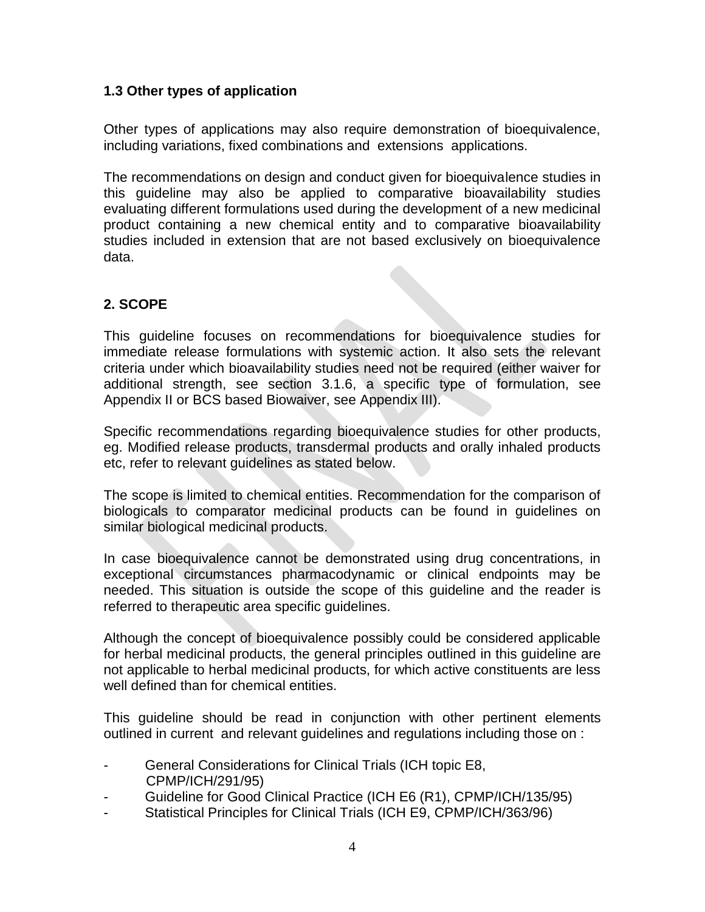### 1.3 Other types of application

Other types of applications may also require demonstration of bioequivalence, including variations, fixed combinations and extensions applications.

The recommendations on design and conduct given for bioequivalence studies in this guideline may also be applied to comparative bioavailability studies evaluating different formulations used during the development of a new medicinal product containing a new chemical entity and to comparative bioavailability studies included in extension that are not based exclusively on bioequivalence data.

## 2. SCOPE

This guideline focuses on recommendations for bioequivalence studies for immediate release formulations with systemic action. It also sets the relevant criteria under which bioavailability studies need not be required (either waiver for additional strength, see section 3.1.6, a specific type of formulation, see Appendix II or BCS based Biowaiver, see Appendix III).

Specific recommendations regarding bioequivalence studies for other products, eg. Modified release products, transdermal products and orally inhaled products etc, refer to relevant guidelines as stated below.

The scope is limited to chemical entities. Recommendation for the comparison of biologicals to comparator medicinal products can be found in guidelines on similar biological medicinal products.

In case bioequivalence cannot be demonstrated using drug concentrations, in exceptional circumstances pharmacodynamic or clinical endpoints may be needed. This situation is outside the scope of this guideline and the reader is referred to therapeutic area specific guidelines.

Although the concept of bioequivalence possibly could be considered applicable for herbal medicinal products, the general principles outlined in this guideline are not applicable to herbal medicinal products, for which active constituents are less well defined than for chemical entities.

This guideline should be read in conjunction with other pertinent elements outlined in current and relevant guidelines and regulations including those on :

- General Considerations for Clinical Trials (ICH topic E8, CPMP/ICH/291/95)
- Guideline for Good Clinical Practice (ICH E6 (R1), CPMP/ICH/135/95)
- Statistical Principles for Clinical Trials (ICH E9, CPMP/ICH/363/96)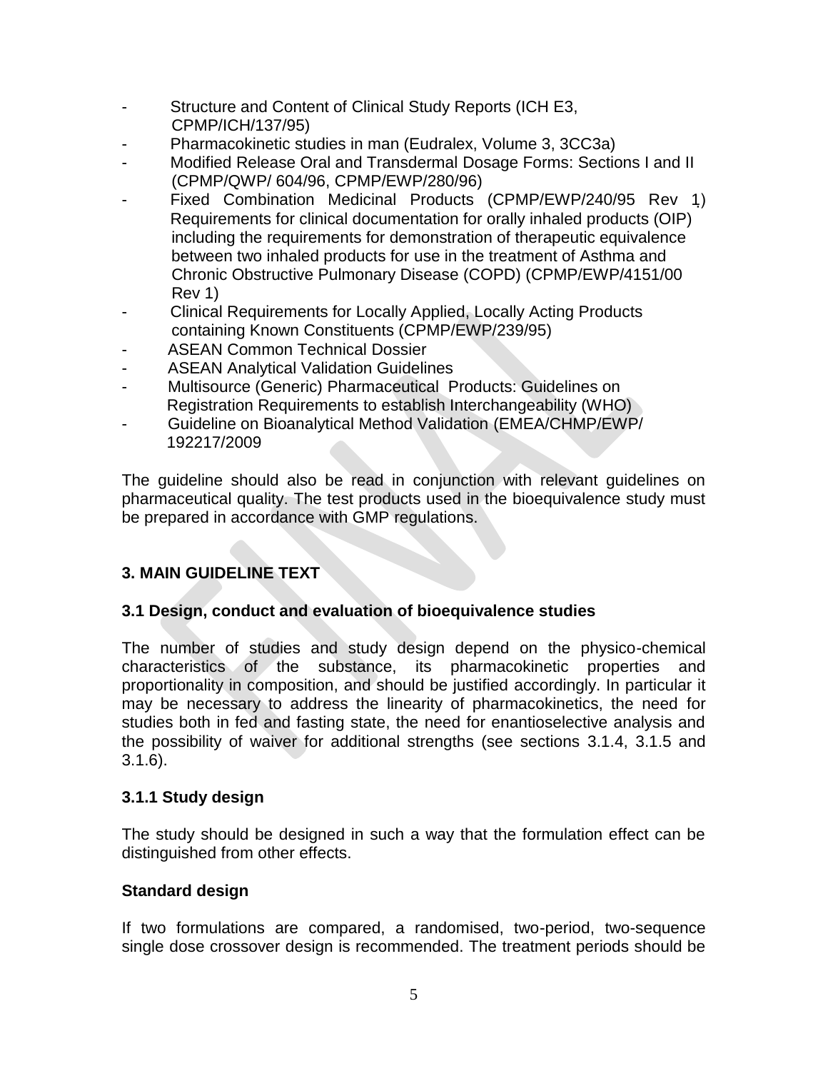- Structure and Content of Clinical Study Reports (ICH E3, CPMP/ICH/137/95)
- Pharmacokinetic studies in man (Eudralex, Volume 3, 3CC3a)
- Modified Release Oral and Transdermal Dosage Forms: Sections I and II (CPMP/QWP/ 604/96, CPMP/EWP/280/96)
- Fixed Combination Medicinal Products (CPMP/EWP/240/95 Rev 1) Requirements for clinical documentation for orally inhaled products (OIP) including the requirements for demonstration of therapeutic equivalence between two inhaled products for use in the treatment of Asthma and Chronic Obstructive Pulmonary Disease (COPD) (CPMP/EWP/4151/00 Rev 1)
- Clinical Requirements for Locally Applied, Locally Acting Products containing Known Constituents (CPMP/EWP/239/95)
- ASEAN Common Technical Dossier
- ASEAN Analytical Validation Guidelines
- Multisource (Generic) Pharmaceutical Products: Guidelines on Registration Requirements to establish Interchangeability (WHO)
- Guideline on Bioanalytical Method Validation (EMEA/CHMP/EWP/ 192217/2009

The guideline should also be read in conjunction with relevant guidelines on pharmaceutical quality. The test products used in the bioequivalence study must be prepared in accordance with GMP regulations.

## 3. MAIN GUIDELINE TEXT

### 3.1 Design, conduct and evaluation of bioequivalence studies

The number of studies and study design depend on the physico-chemical characteristics of the substance, its pharmacokinetic properties and proportionality in composition, and should be justified accordingly. In particular it may be necessary to address the linearity of pharmacokinetics, the need for studies both in fed and fasting state, the need for enantioselective analysis and the possibility of waiver for additional strengths (see sections 3.1.4, 3.1.5 and 3.1.6).

### 3.1.1 Study design

The study should be designed in such a way that the formulation effect can be distinguished from other effects.

**Standard design**

If two formulations are compared, a randomised, two-period, two-sequence single dose crossover design is recommended. The treatment periods should be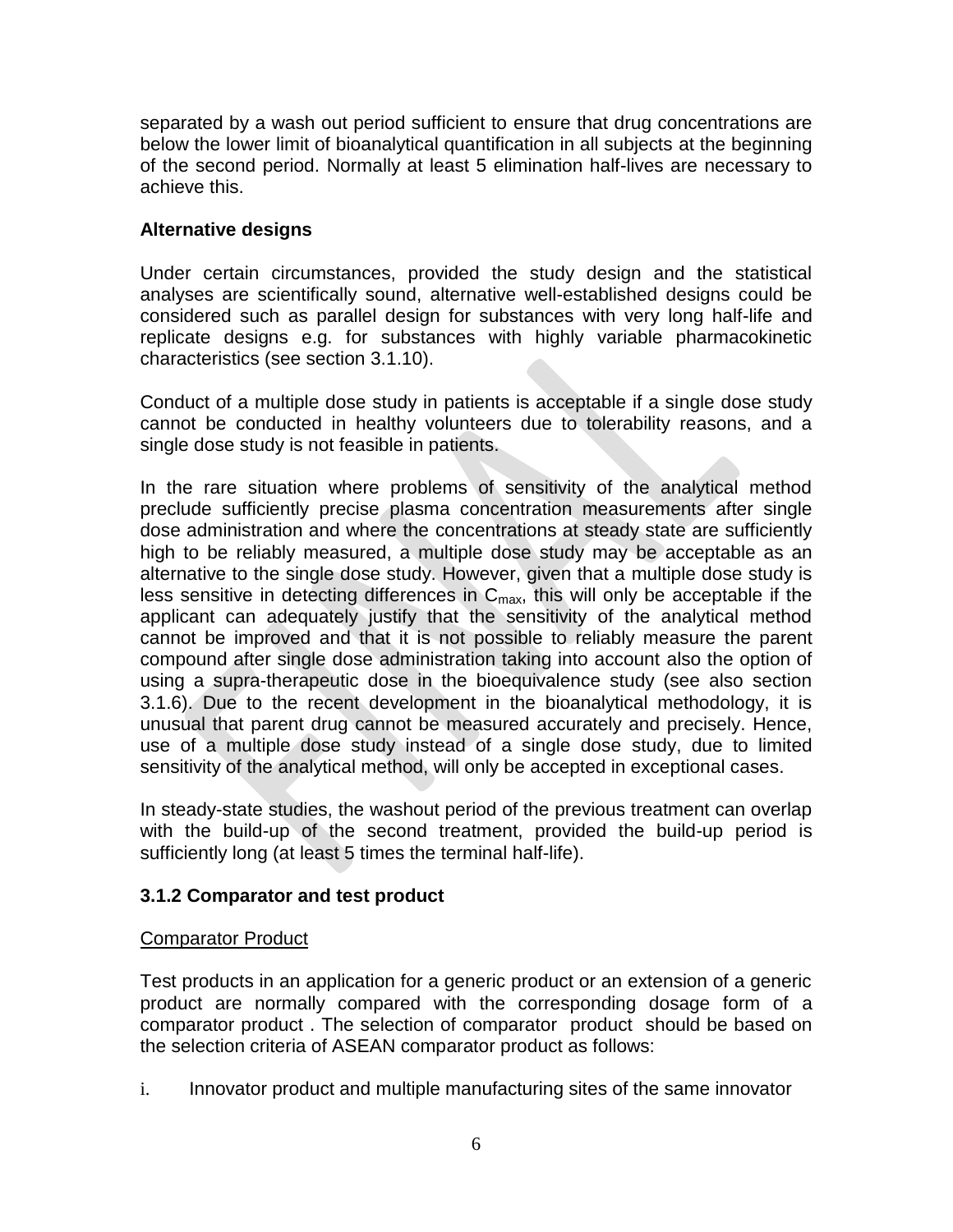separated by a wash out period sufficient to ensure that drug concentrations are below the lower limit of bioanalytical quantification in all subjects at the beginning of the second period. Normally at least 5 elimination half-lives are necessary to achieve this.

**Alternative designs**

Under certain circumstances, provided the study design and the statistical analyses are scientifically sound, alternative well-established designs could be considered such as parallel design for substances with very long half-life and replicate designs e.g. for substances with highly variable pharmacokinetic characteristics (see section 3.1.10).

Conduct of a multiple dose study in patients is acceptable if a single dose study cannot be conducted in healthy volunteers due to tolerability reasons, and a single dose study is not feasible in patients.

In the rare situation where problems of sensitivity of the analytical method preclude sufficiently precise plasma concentration measurements after single dose administration and where the concentrations at steady state are sufficiently high to be reliably measured, a multiple dose study may be acceptable as an alternative to the single dose study. However, given that a multiple dose study is less sensitive in detecting differences in $C_{max}$, this will only be acceptable if the applicant can adequately justify that the sensitivity of the analytical method cannot be improved and that it is not possible to reliably measure the parent compound after single dose administration taking into account also the option of using a supra-therapeutic dose in the bioequivalence study (see also section 3.1.6). Due to the recent development in the bioanalytical methodology, it is unusual that parent drug cannot be measured accurately and precisely. Hence, use of a multiple dose study instead of a single dose study, due to limited sensitivity of the analytical method, will only be accepted in exceptional cases.

In steady-state studies, the washout period of the previous treatment can overlap with the build-up of the second treatment, provided the build-up period is sufficiently long (at least 5 times the terminal half-life).

### 3.1.2 Comparator and test product

Comparator Product

Test products in an application for a generic product or an extension of a generic product are normally compared with the corresponding dosage form of a comparator product . The selection of comparator product should be based on the selection criteria of ASEAN comparator product as follows:

i. Innovator product and multiple manufacturing sites of the same innovator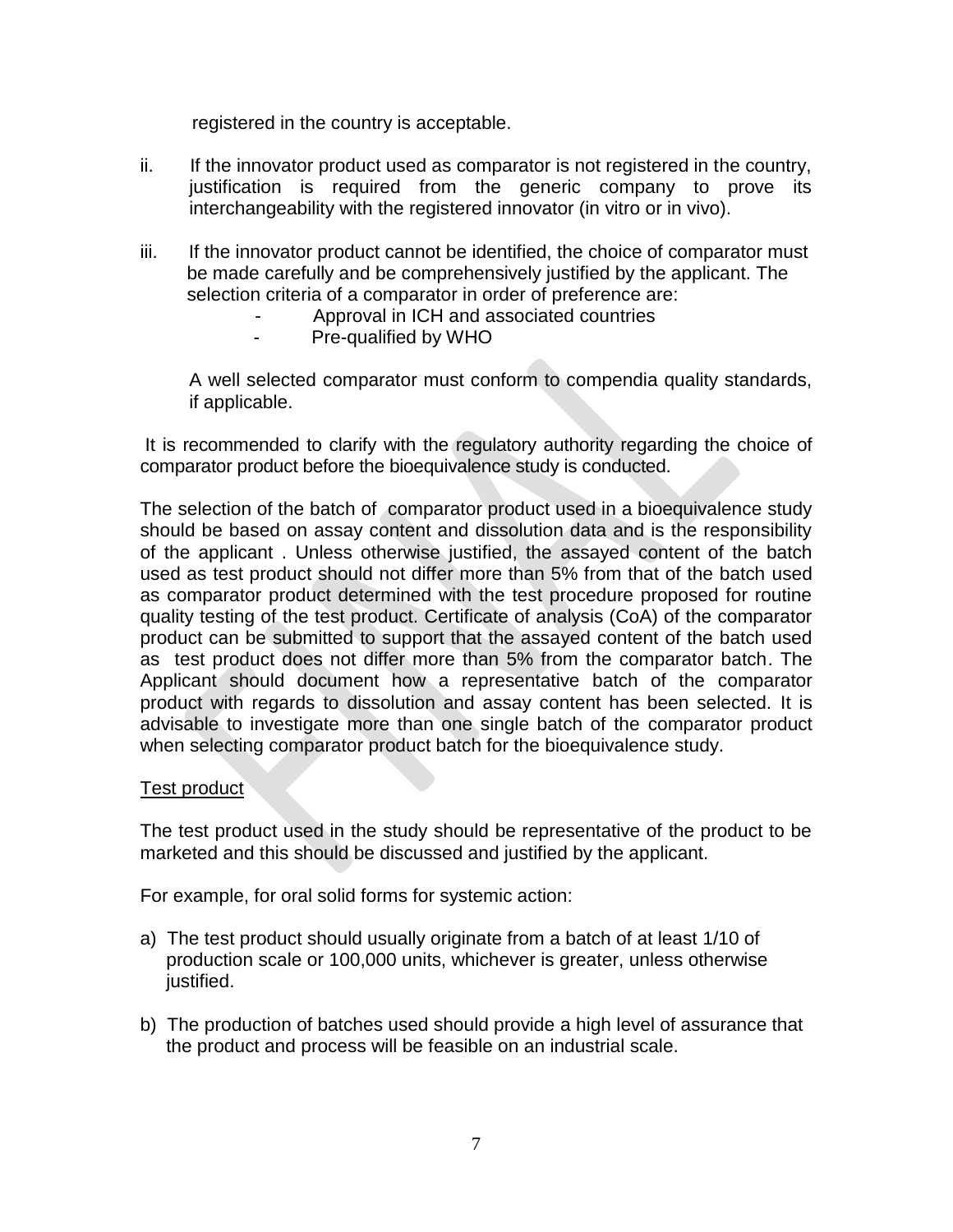registered in the country is acceptable.

ii. If the innovator product used as comparator is not registered in the country, justification is required from the generic company to prove its interchangeability with the registered innovator (in vitro or in vivo).

iii. If the innovator product cannot be identified, the choice of comparator must be made carefully and be comprehensively justified by the applicant. The selection criteria of a comparator in order of preference are:
   - Approval in ICH and associated countries
   - Pre-qualified by WHO

   A well selected comparator must conform to compendia quality standards, if applicable.

It is recommended to clarify with the regulatory authority regarding the choice of comparator product before the bioequivalence study is conducted.

The selection of the batch of comparator product used in a bioequivalence study should be based on assay content and dissolution data and is the responsibility of the applicant . Unless otherwise justified, the assayed content of the batch used as test product should not differ more than 5% from that of the batch used as comparator product determined with the test procedure proposed for routine quality testing of the test product. Certificate of analysis (CoA) of the comparator product can be submitted to support that the assayed content of the batch used as test product does not differ more than 5% from the comparator batch. The Applicant should document how a representative batch of the comparator product with regards to dissolution and assay content has been selected. It is advisable to investigate more than one single batch of the comparator product when selecting comparator product batch for the bioequivalence study.

<u>Test product</u>

The test product used in the study should be representative of the product to be marketed and this should be discussed and justified by the applicant.

For example, for oral solid forms for systemic action:

a) The test product should usually originate from a batch of at least 1/10 of production scale or 100,000 units, whichever is greater, unless otherwise justified.

b) The production of batches used should provide a high level of assurance that the product and process will be feasible on an industrial scale.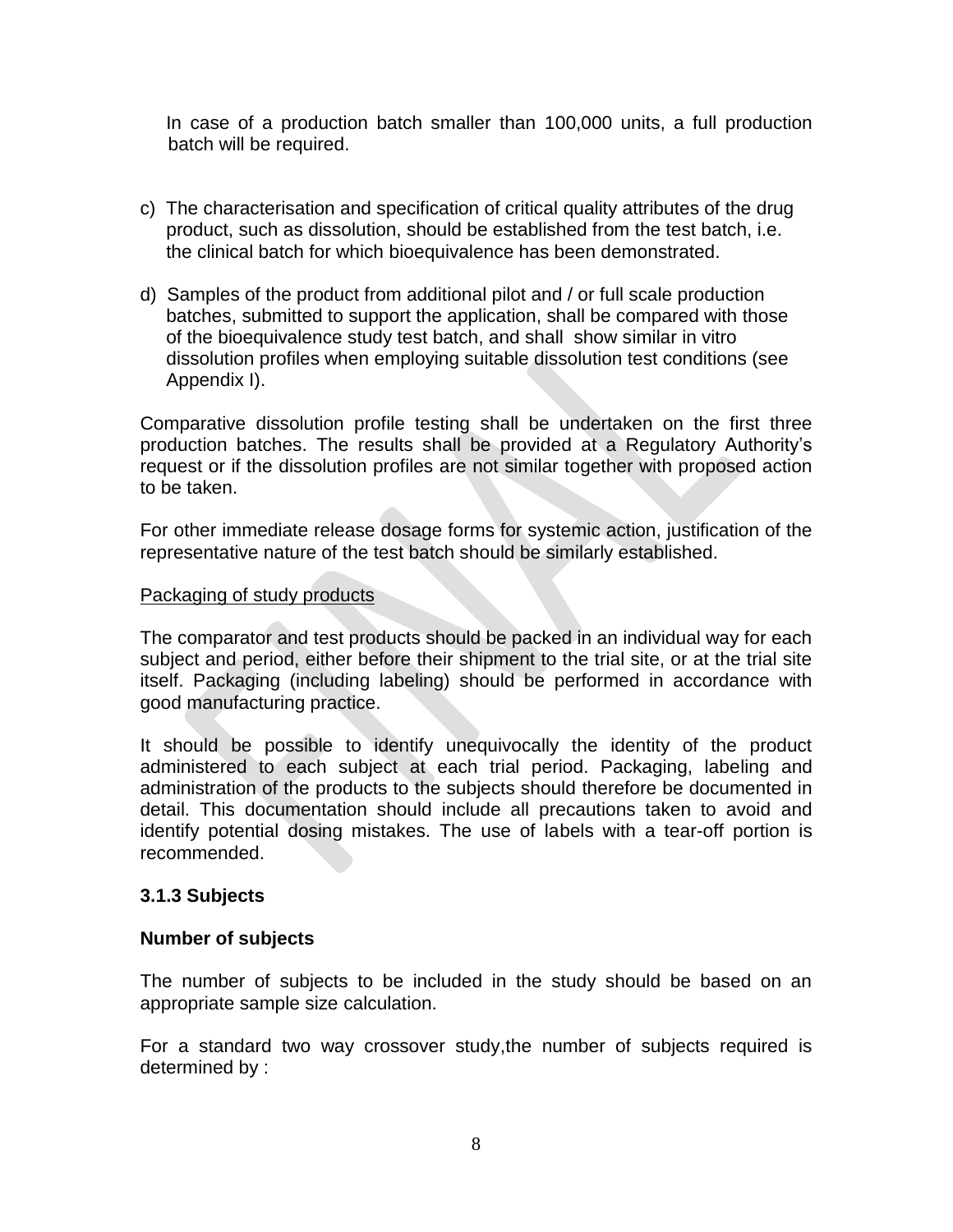In case of a production batch smaller than 100,000 units, a full production batch will be required.

c) The characterisation and specification of critical quality attributes of the drug product, such as dissolution, should be established from the test batch, i.e. the clinical batch for which bioequivalence has been demonstrated.

d) Samples of the product from additional pilot and / or full scale production batches, submitted to support the application, shall be compared with those of the bioequivalence study test batch, and shall show similar in vitro dissolution profiles when employing suitable dissolution test conditions (see Appendix I).

Comparative dissolution profile testing shall be undertaken on the first three production batches. The results shall be provided at a Regulatory Authority's request or if the dissolution profiles are not similar together with proposed action to be taken.

For other immediate release dosage forms for systemic action, justification of the representative nature of the test batch should be similarly established.

Packaging of study products

The comparator and test products should be packed in an individual way for each subject and period, either before their shipment to the trial site, or at the trial site itself. Packaging (including labeling) should be performed in accordance with good manufacturing practice.

It should be possible to identify unequivocally the identity of the product administered to each subject at each trial period. Packaging, labeling and administration of the products to the subjects should therefore be documented in detail. This documentation should include all precautions taken to avoid and identify potential dosing mistakes. The use of labels with a tear-off portion is recommended.

### 3.1.3 Subjects

**Number of subjects**

The number of subjects to be included in the study should be based on an appropriate sample size calculation.

For a standard two way crossover study,the number of subjects required is determined by :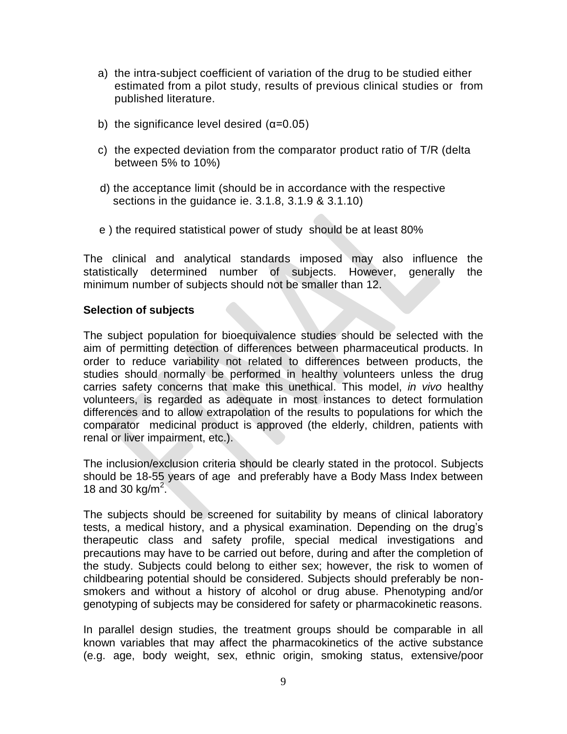a) the intra-subject coefficient of variation of the drug to be studied either estimated from a pilot study, results of previous clinical studies or from published literature.

b) the significance level desired (α=0.05)

c) the expected deviation from the comparator product ratio of T/R (delta between 5% to 10%)

d) the acceptance limit (should be in accordance with the respective sections in the guidance ie. 3.1.8, 3.1.9 & 3.1.10)

e ) the required statistical power of study should be at least 80%

The clinical and analytical standards imposed may also influence the statistically determined number of subjects. However, generally the minimum number of subjects should not be smaller than 12.

**Selection of subjects**

The subject population for bioequivalence studies should be selected with the aim of permitting detection of differences between pharmaceutical products. In order to reduce variability not related to differences between products, the studies should normally be performed in healthy volunteers unless the drug carries safety concerns that make this unethical. This model, *in vivo* healthy volunteers, is regarded as adequate in most instances to detect formulation differences and to allow extrapolation of the results to populations for which the comparator medicinal product is approved (the elderly, children, patients with renal or liver impairment, etc.).

The inclusion/exclusion criteria should be clearly stated in the protocol. Subjects should be 18-55 years of age and preferably have a Body Mass Index between 18 and 30 kg/m$^2$.

The subjects should be screened for suitability by means of clinical laboratory tests, a medical history, and a physical examination. Depending on the drug's therapeutic class and safety profile, special medical investigations and precautions may have to be carried out before, during and after the completion of the study. Subjects could belong to either sex; however, the risk to women of childbearing potential should be considered. Subjects should preferably be non-smokers and without a history of alcohol or drug abuse. Phenotyping and/or genotyping of subjects may be considered for safety or pharmacokinetic reasons.

In parallel design studies, the treatment groups should be comparable in all known variables that may affect the pharmacokinetics of the active substance (e.g. age, body weight, sex, ethnic origin, smoking status, extensive/poor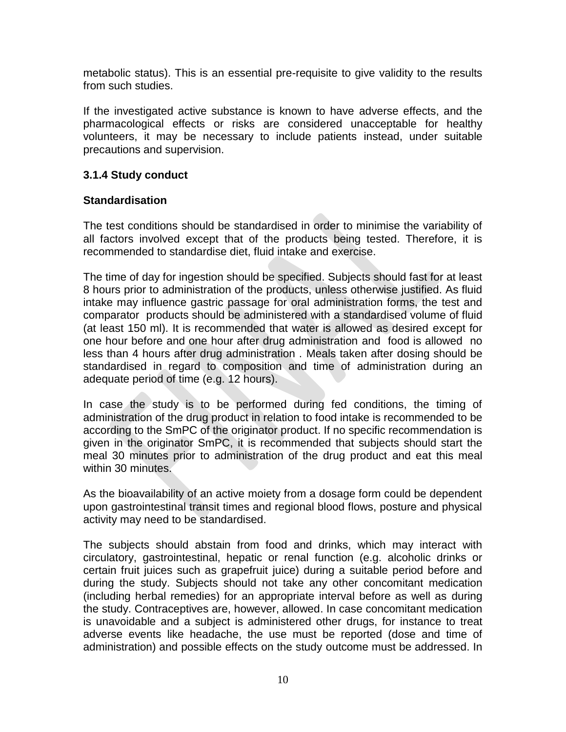metabolic status). This is an essential pre-requisite to give validity to the results from such studies.

If the investigated active substance is known to have adverse effects, and the pharmacological effects or risks are considered unacceptable for healthy volunteers, it may be necessary to include patients instead, under suitable precautions and supervision.

### 3.1.4 Study conduct

**Standardisation**

The test conditions should be standardised in order to minimise the variability of all factors involved except that of the products being tested. Therefore, it is recommended to standardise diet, fluid intake and exercise.

The time of day for ingestion should be specified. Subjects should fast for at least 8 hours prior to administration of the products, unless otherwise justified. As fluid intake may influence gastric passage for oral administration forms, the test and comparator products should be administered with a standardised volume of fluid (at least 150 ml). It is recommended that water is allowed as desired except for one hour before and one hour after drug administration and food is allowed no less than 4 hours after drug administration . Meals taken after dosing should be standardised in regard to composition and time of administration during an adequate period of time (e.g. 12 hours).

In case the study is to be performed during fed conditions, the timing of administration of the drug product in relation to food intake is recommended to be according to the SmPC of the originator product. If no specific recommendation is given in the originator SmPC, it is recommended that subjects should start the meal 30 minutes prior to administration of the drug product and eat this meal within 30 minutes.

As the bioavailability of an active moiety from a dosage form could be dependent upon gastrointestinal transit times and regional blood flows, posture and physical activity may need to be standardised.

The subjects should abstain from food and drinks, which may interact with circulatory, gastrointestinal, hepatic or renal function (e.g. alcoholic drinks or certain fruit juices such as grapefruit juice) during a suitable period before and during the study. Subjects should not take any other concomitant medication (including herbal remedies) for an appropriate interval before as well as during the study. Contraceptives are, however, allowed. In case concomitant medication is unavoidable and a subject is administered other drugs, for instance to treat adverse events like headache, the use must be reported (dose and time of administration) and possible effects on the study outcome must be addressed. In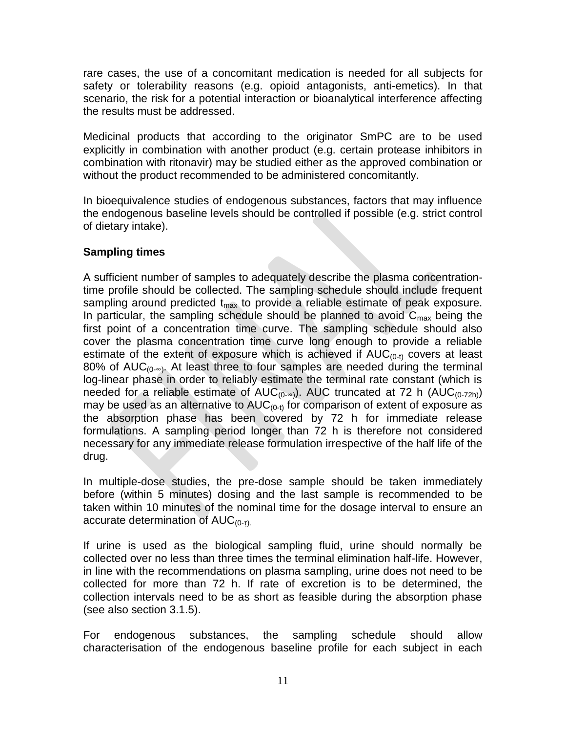rare cases, the use of a concomitant medication is needed for all subjects for safety or tolerability reasons (e.g. opioid antagonists, anti-emetics). In that scenario, the risk for a potential interaction or bioanalytical interference affecting the results must be addressed.

Medicinal products that according to the originator SmPC are to be used explicitly in combination with another product (e.g. certain protease inhibitors in combination with ritonavir) may be studied either as the approved combination or without the product recommended to be administered concomitantly.

In bioequivalence studies of endogenous substances, factors that may influence the endogenous baseline levels should be controlled if possible (e.g. strict control of dietary intake).

**Sampling times**

A sufficient number of samples to adequately describe the plasma concentration-time profile should be collected. The sampling schedule should include frequent sampling around predicted $t_{max}$ to provide a reliable estimate of peak exposure. In particular, the sampling schedule should be planned to avoid $C_{max}$ being the first point of a concentration time curve. The sampling schedule should also cover the plasma concentration time curve long enough to provide a reliable estimate of the extent of exposure which is achieved if $AUC_{(0-t)}$ covers at least 80% of $AUC_{(0-\infty)}$. At least three to four samples are needed during the terminal log-linear phase in order to reliably estimate the terminal rate constant (which is needed for a reliable estimate of $AUC_{(0-\infty)}$). AUC truncated at 72 h ($AUC_{(0-72h)}$) may be used as an alternative to $AUC_{(0-t)}$ for comparison of extent of exposure as the absorption phase has been covered by 72 h for immediate release formulations. A sampling period longer than 72 h is therefore not considered necessary for any immediate release formulation irrespective of the half life of the drug.

In multiple-dose studies, the pre-dose sample should be taken immediately before (within 5 minutes) dosing and the last sample is recommended to be taken within 10 minutes of the nominal time for the dosage interval to ensure an accurate determination of $AUC_{(0-\tau)}$.

If urine is used as the biological sampling fluid, urine should normally be collected over no less than three times the terminal elimination half-life. However, in line with the recommendations on plasma sampling, urine does not need to be collected for more than 72 h. If rate of excretion is to be determined, the collection intervals need to be as short as feasible during the absorption phase (see also section 3.1.5).

For endogenous substances, the sampling schedule should allow characterisation of the endogenous baseline profile for each subject in each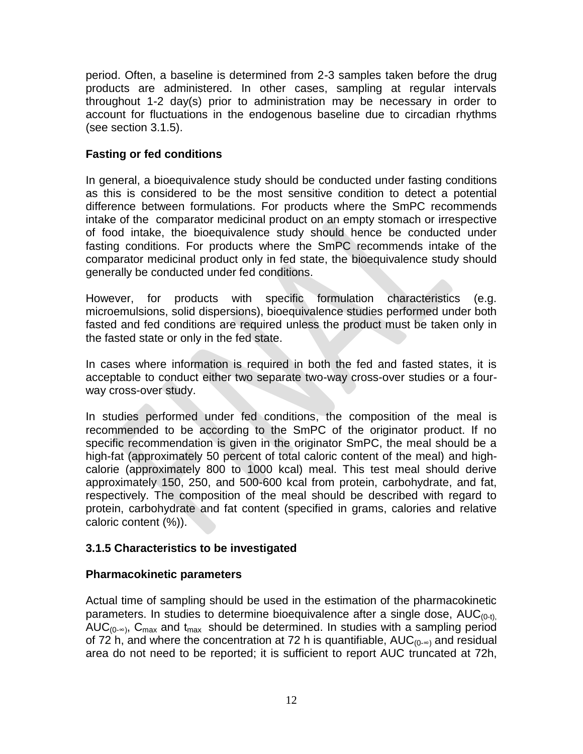period. Often, a baseline is determined from 2-3 samples taken before the drug products are administered. In other cases, sampling at regular intervals throughout 1-2 day(s) prior to administration may be necessary in order to account for fluctuations in the endogenous baseline due to circadian rhythms (see section 3.1.5).

**Fasting or fed conditions**

In general, a bioequivalence study should be conducted under fasting conditions as this is considered to be the most sensitive condition to detect a potential difference between formulations. For products where the SmPC recommends intake of the comparator medicinal product on an empty stomach or irrespective of food intake, the bioequivalence study should hence be conducted under fasting conditions. For products where the SmPC recommends intake of the comparator medicinal product only in fed state, the bioequivalence study should generally be conducted under fed conditions.

However, for products with specific formulation characteristics (e.g. microemulsions, solid dispersions), bioequivalence studies performed under both fasted and fed conditions are required unless the product must be taken only in the fasted state or only in the fed state.

In cases where information is required in both the fed and fasted states, it is acceptable to conduct either two separate two-way cross-over studies or a four-way cross-over study.

In studies performed under fed conditions, the composition of the meal is recommended to be according to the SmPC of the originator product. If no specific recommendation is given in the originator SmPC, the meal should be a high-fat (approximately 50 percent of total caloric content of the meal) and high-calorie (approximately 800 to 1000 kcal) meal. This test meal should derive approximately 150, 250, and 500-600 kcal from protein, carbohydrate, and fat, respectively. The composition of the meal should be described with regard to protein, carbohydrate and fat content (specified in grams, calories and relative caloric content (%)).

### 3.1.5 Characteristics to be investigated

**Pharmacokinetic parameters**

Actual time of sampling should be used in the estimation of the pharmacokinetic parameters. In studies to determine bioequivalence after a single dose, $AUC_{(0-t)}$, $AUC_{(0-\infty)}$, $C_{max}$ and $t_{max}$ should be determined. In studies with a sampling period of 72 h, and where the concentration at 72 h is quantifiable, $AUC_{(0-\infty)}$ and residual area do not need to be reported; it is sufficient to report AUC truncated at 72h,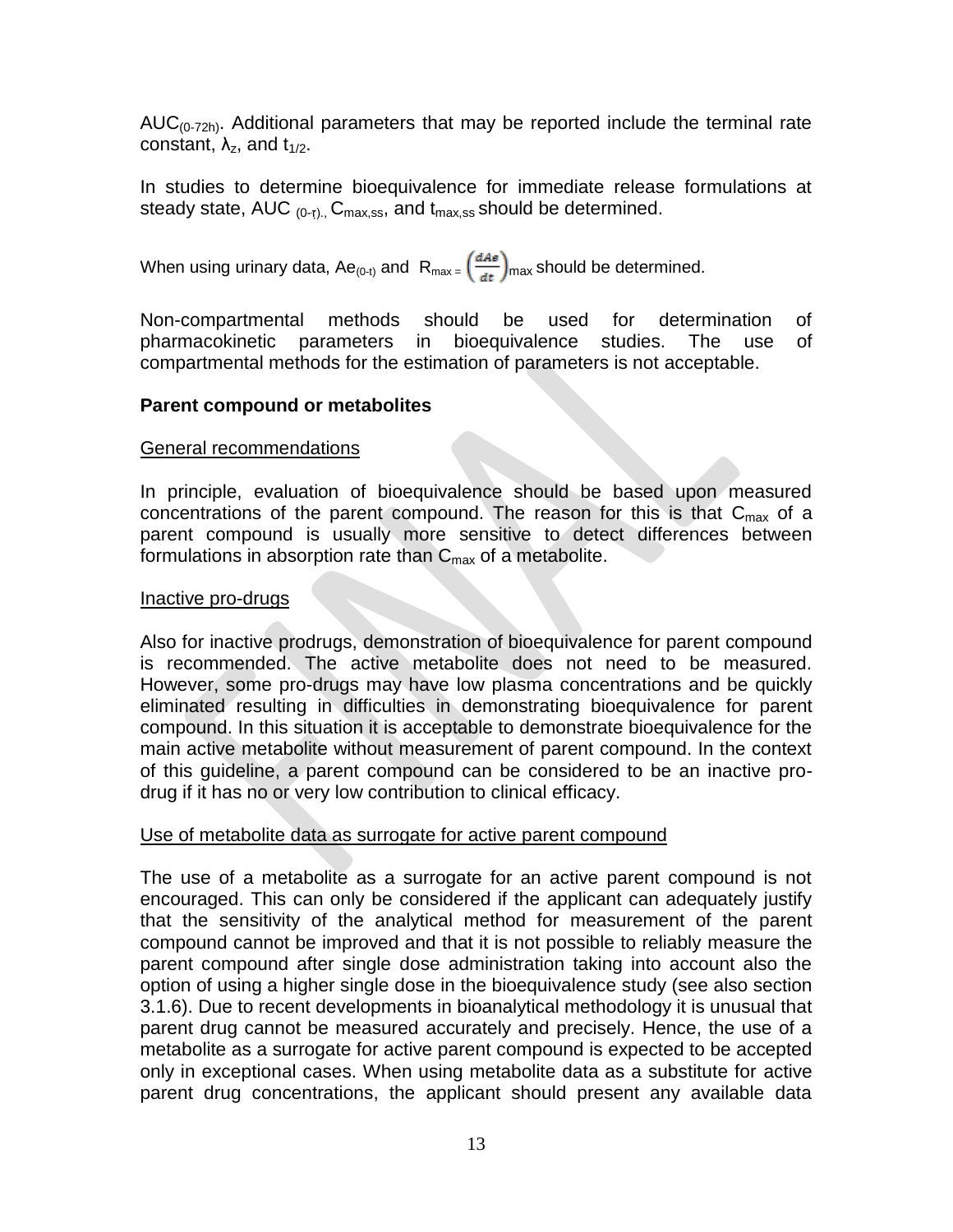$AUC_{(0-72h)}$. Additional parameters that may be reported include the terminal rate constant, $\lambda_z$, and $t_{1/2}$.

In studies to determine bioequivalence for immediate release formulations at steady state, $AUC_{(0-\tau)}$, $C_{max,ss}$, and $t_{max,ss}$ should be determined.

When using urinary data, $Ae_{(0-t)}$ and $R_{max} = \left(\frac{dAe}{dt}\right)_{max}$ should be determined.

Non-compartmental methods should be used for determination of pharmacokinetic parameters in bioequivalence studies. The use of compartmental methods for the estimation of parameters is not acceptable.

**Parent compound or metabolites**

General recommendations

In principle, evaluation of bioequivalence should be based upon measured concentrations of the parent compound. The reason for this is that $C_{max}$ of a parent compound is usually more sensitive to detect differences between formulations in absorption rate than $C_{max}$ of a metabolite.

Inactive pro-drugs

Also for inactive prodrugs, demonstration of bioequivalence for parent compound is recommended. The active metabolite does not need to be measured. However, some pro-drugs may have low plasma concentrations and be quickly eliminated resulting in difficulties in demonstrating bioequivalence for parent compound. In this situation it is acceptable to demonstrate bioequivalence for the main active metabolite without measurement of parent compound. In the context of this guideline, a parent compound can be considered to be an inactive pro-drug if it has no or very low contribution to clinical efficacy.

Use of metabolite data as surrogate for active parent compound

The use of a metabolite as a surrogate for an active parent compound is not encouraged. This can only be considered if the applicant can adequately justify that the sensitivity of the analytical method for measurement of the parent compound cannot be improved and that it is not possible to reliably measure the parent compound after single dose administration taking into account also the option of using a higher single dose in the bioequivalence study (see also section 3.1.6). Due to recent developments in bioanalytical methodology it is unusual that parent drug cannot be measured accurately and precisely. Hence, the use of a metabolite as a surrogate for active parent compound is expected to be accepted only in exceptional cases. When using metabolite data as a substitute for active parent drug concentrations, the applicant should present any available data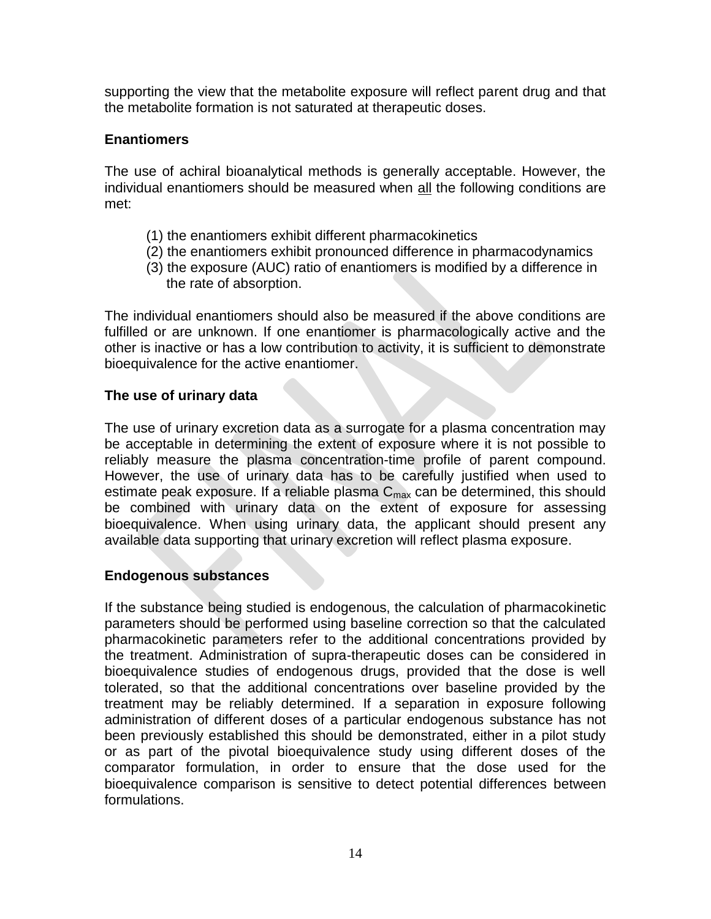supporting the view that the metabolite exposure will reflect parent drug and that the metabolite formation is not saturated at therapeutic doses.

**Enantiomers**

The use of achiral bioanalytical methods is generally acceptable. However, the individual enantiomers should be measured when all the following conditions are met:

(1) the enantiomers exhibit different pharmacokinetics
(2) the enantiomers exhibit pronounced difference in pharmacodynamics
(3) the exposure (AUC) ratio of enantiomers is modified by a difference in the rate of absorption.

The individual enantiomers should also be measured if the above conditions are fulfilled or are unknown. If one enantiomer is pharmacologically active and the other is inactive or has a low contribution to activity, it is sufficient to demonstrate bioequivalence for the active enantiomer.

**The use of urinary data**

The use of urinary excretion data as a surrogate for a plasma concentration may be acceptable in determining the extent of exposure where it is not possible to reliably measure the plasma concentration-time profile of parent compound. However, the use of urinary data has to be carefully justified when used to estimate peak exposure. If a reliable plasma $C_{max}$ can be determined, this should be combined with urinary data on the extent of exposure for assessing bioequivalence. When using urinary data, the applicant should present any available data supporting that urinary excretion will reflect plasma exposure.

**Endogenous substances**

If the substance being studied is endogenous, the calculation of pharmacokinetic parameters should be performed using baseline correction so that the calculated pharmacokinetic parameters refer to the additional concentrations provided by the treatment. Administration of supra-therapeutic doses can be considered in bioequivalence studies of endogenous drugs, provided that the dose is well tolerated, so that the additional concentrations over baseline provided by the treatment may be reliably determined. If a separation in exposure following administration of different doses of a particular endogenous substance has not been previously established this should be demonstrated, either in a pilot study or as part of the pivotal bioequivalence study using different doses of the comparator formulation, in order to ensure that the dose used for the bioequivalence comparison is sensitive to detect potential differences between formulations.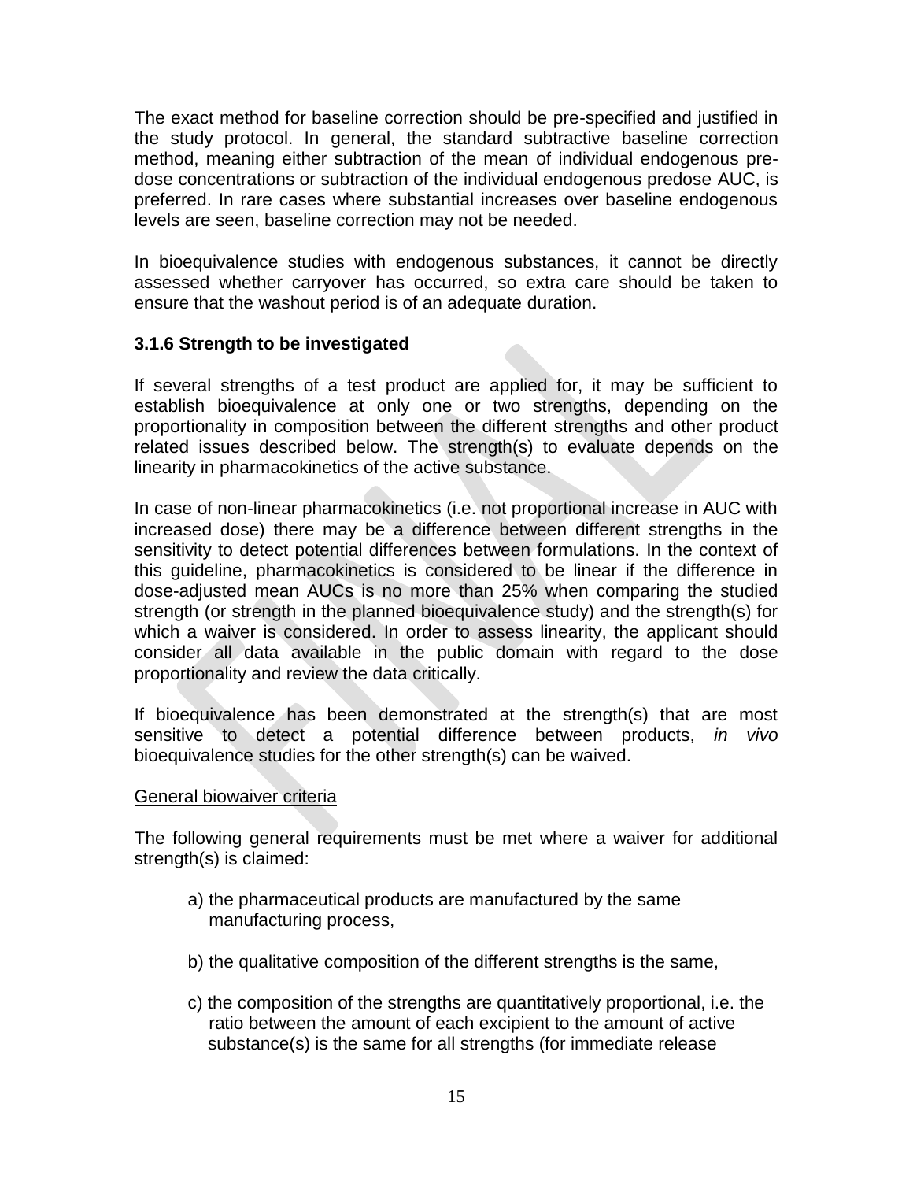The exact method for baseline correction should be pre-specified and justified in the study protocol. In general, the standard subtractive baseline correction method, meaning either subtraction of the mean of individual endogenous pre-dose concentrations or subtraction of the individual endogenous predose AUC, is preferred. In rare cases where substantial increases over baseline endogenous levels are seen, baseline correction may not be needed.

In bioequivalence studies with endogenous substances, it cannot be directly assessed whether carryover has occurred, so extra care should be taken to ensure that the washout period is of an adequate duration.

### 3.1.6 Strength to be investigated

If several strengths of a test product are applied for, it may be sufficient to establish bioequivalence at only one or two strengths, depending on the proportionality in composition between the different strengths and other product related issues described below. The strength(s) to evaluate depends on the linearity in pharmacokinetics of the active substance.

In case of non-linear pharmacokinetics (i.e. not proportional increase in AUC with increased dose) there may be a difference between different strengths in the sensitivity to detect potential differences between formulations. In the context of this guideline, pharmacokinetics is considered to be linear if the difference in dose-adjusted mean AUCs is no more than 25% when comparing the studied strength (or strength in the planned bioequivalence study) and the strength(s) for which a waiver is considered. In order to assess linearity, the applicant should consider all data available in the public domain with regard to the dose proportionality and review the data critically.

If bioequivalence has been demonstrated at the strength(s) that are most sensitive to detect a potential difference between products, *in vivo* bioequivalence studies for the other strength(s) can be waived.

General biowaiver criteria

The following general requirements must be met where a waiver for additional strength(s) is claimed:

a) the pharmaceutical products are manufactured by the same manufacturing process,

b) the qualitative composition of the different strengths is the same,

c) the composition of the strengths are quantitatively proportional, i.e. the ratio between the amount of each excipient to the amount of active substance(s) is the same for all strengths (for immediate release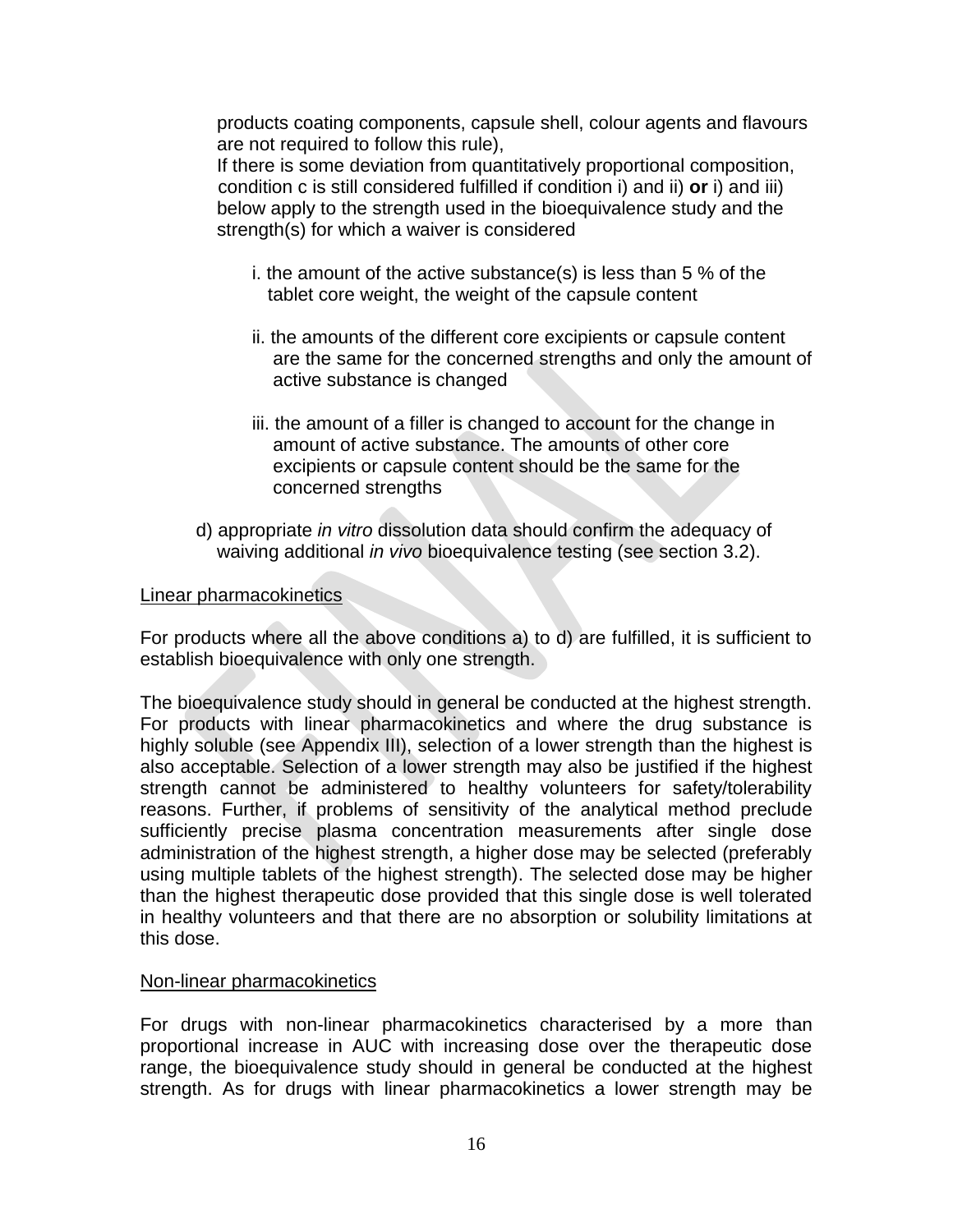products coating components, capsule shell, colour agents and flavours are not required to follow this rule),

If there is some deviation from quantitatively proportional composition, condition c is still considered fulfilled if condition i) and ii) **or** i) and iii) below apply to the strength used in the bioequivalence study and the strength(s) for which a waiver is considered

i. the amount of the active substance(s) is less than 5 % of the tablet core weight, the weight of the capsule content

ii. the amounts of the different core excipients or capsule content are the same for the concerned strengths and only the amount of active substance is changed

iii. the amount of a filler is changed to account for the change in amount of active substance. The amounts of other core excipients or capsule content should be the same for the concerned strengths

d) appropriate *in vitro* dissolution data should confirm the adequacy of waiving additional *in vivo* bioequivalence testing (see section 3.2).

Linear pharmacokinetics

For products where all the above conditions a) to d) are fulfilled, it is sufficient to establish bioequivalence with only one strength.

The bioequivalence study should in general be conducted at the highest strength. For products with linear pharmacokinetics and where the drug substance is highly soluble (see Appendix III), selection of a lower strength than the highest is also acceptable. Selection of a lower strength may also be justified if the highest strength cannot be administered to healthy volunteers for safety/tolerability reasons. Further, if problems of sensitivity of the analytical method preclude sufficiently precise plasma concentration measurements after single dose administration of the highest strength, a higher dose may be selected (preferably using multiple tablets of the highest strength). The selected dose may be higher than the highest therapeutic dose provided that this single dose is well tolerated in healthy volunteers and that there are no absorption or solubility limitations at this dose.

Non-linear pharmacokinetics

For drugs with non-linear pharmacokinetics characterised by a more than proportional increase in AUC with increasing dose over the therapeutic dose range, the bioequivalence study should in general be conducted at the highest strength. As for drugs with linear pharmacokinetics a lower strength may be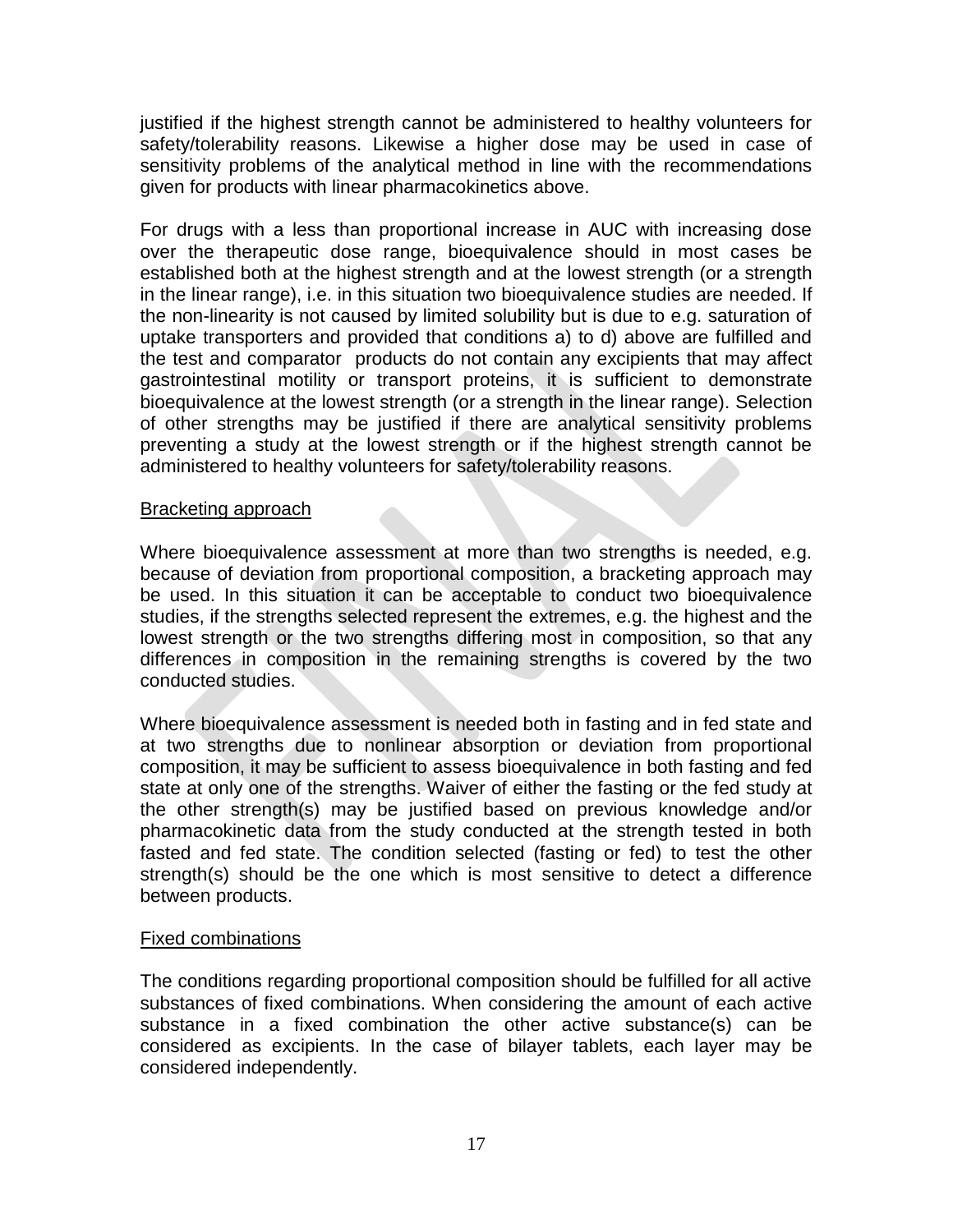justified if the highest strength cannot be administered to healthy volunteers for safety/tolerability reasons. Likewise a higher dose may be used in case of sensitivity problems of the analytical method in line with the recommendations given for products with linear pharmacokinetics above.

For drugs with a less than proportional increase in AUC with increasing dose over the therapeutic dose range, bioequivalence should in most cases be established both at the highest strength and at the lowest strength (or a strength in the linear range), i.e. in this situation two bioequivalence studies are needed. If the non-linearity is not caused by limited solubility but is due to e.g. saturation of uptake transporters and provided that conditions a) to d) above are fulfilled and the test and comparator products do not contain any excipients that may affect gastrointestinal motility or transport proteins, it is sufficient to demonstrate bioequivalence at the lowest strength (or a strength in the linear range). Selection of other strengths may be justified if there are analytical sensitivity problems preventing a study at the lowest strength or if the highest strength cannot be administered to healthy volunteers for safety/tolerability reasons.

Bracketing approach

Where bioequivalence assessment at more than two strengths is needed, e.g. because of deviation from proportional composition, a bracketing approach may be used. In this situation it can be acceptable to conduct two bioequivalence studies, if the strengths selected represent the extremes, e.g. the highest and the lowest strength or the two strengths differing most in composition, so that any differences in composition in the remaining strengths is covered by the two conducted studies.

Where bioequivalence assessment is needed both in fasting and in fed state and at two strengths due to nonlinear absorption or deviation from proportional composition, it may be sufficient to assess bioequivalence in both fasting and fed state at only one of the strengths. Waiver of either the fasting or the fed study at the other strength(s) may be justified based on previous knowledge and/or pharmacokinetic data from the study conducted at the strength tested in both fasted and fed state. The condition selected (fasting or fed) to test the other strength(s) should be the one which is most sensitive to detect a difference between products.

Fixed combinations

The conditions regarding proportional composition should be fulfilled for all active substances of fixed combinations. When considering the amount of each active substance in a fixed combination the other active substance(s) can be considered as excipients. In the case of bilayer tablets, each layer may be considered independently.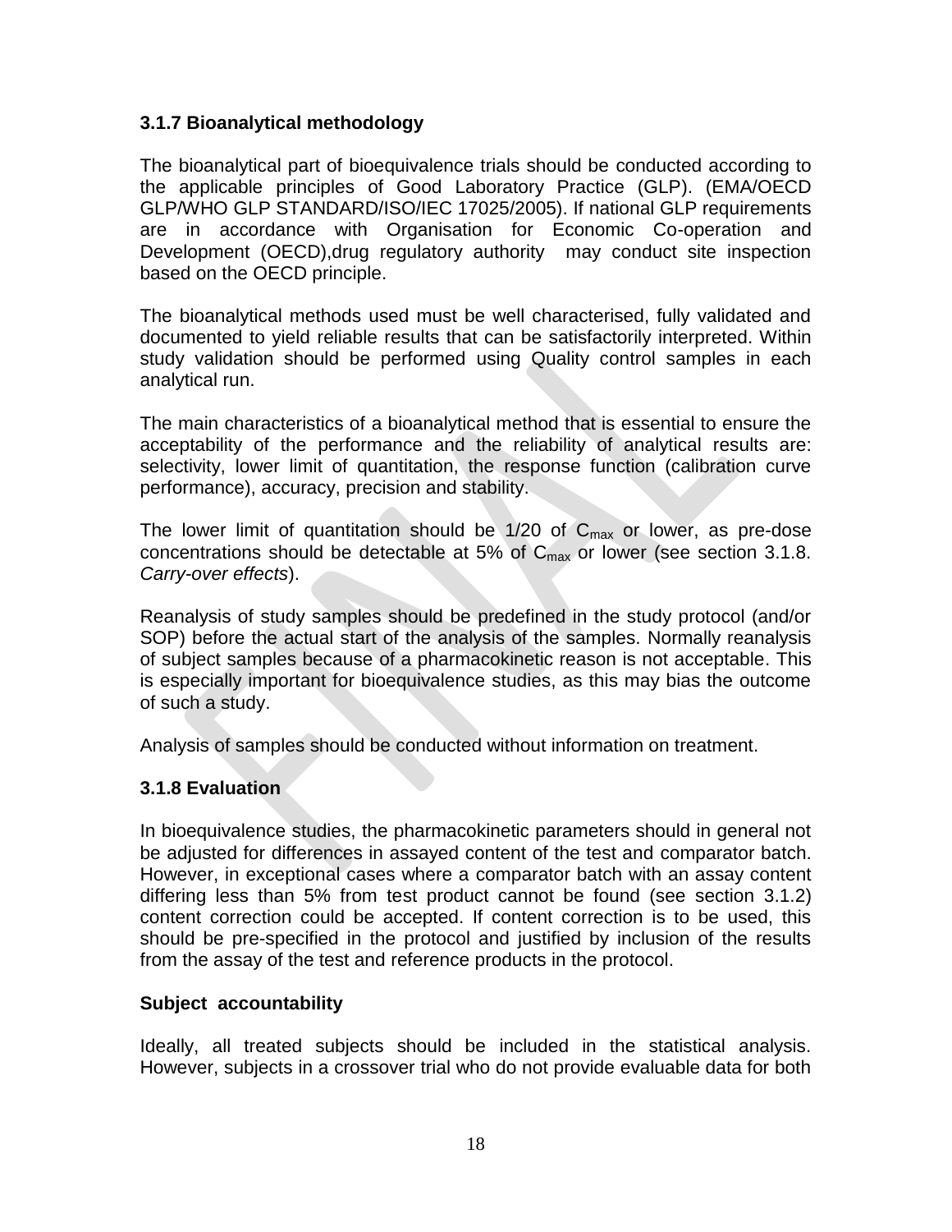### 3.1.7 Bioanalytical methodology

The bioanalytical part of bioequivalence trials should be conducted according to the applicable principles of Good Laboratory Practice (GLP). (EMA/OECD GLP/WHO GLP STANDARD/ISO/IEC 17025/2005). If national GLP requirements are in accordance with Organisation for Economic Co-operation and Development (OECD),drug regulatory authority may conduct site inspection based on the OECD principle.

The bioanalytical methods used must be well characterised, fully validated and documented to yield reliable results that can be satisfactorily interpreted. Within study validation should be performed using Quality control samples in each analytical run.

The main characteristics of a bioanalytical method that is essential to ensure the acceptability of the performance and the reliability of analytical results are: selectivity, lower limit of quantitation, the response function (calibration curve performance), accuracy, precision and stability.

The lower limit of quantitation should be 1/20 of $C_{max}$ or lower, as pre-dose concentrations should be detectable at 5% of $C_{max}$ or lower (see section 3.1.8. *Carry-over effects*).

Reanalysis of study samples should be predefined in the study protocol (and/or SOP) before the actual start of the analysis of the samples. Normally reanalysis of subject samples because of a pharmacokinetic reason is not acceptable. This is especially important for bioequivalence studies, as this may bias the outcome of such a study.

Analysis of samples should be conducted without information on treatment.

### 3.1.8 Evaluation

In bioequivalence studies, the pharmacokinetic parameters should in general not be adjusted for differences in assayed content of the test and comparator batch. However, in exceptional cases where a comparator batch with an assay content differing less than 5% from test product cannot be found (see section 3.1.2) content correction could be accepted. If content correction is to be used, this should be pre-specified in the protocol and justified by inclusion of the results from the assay of the test and reference products in the protocol.

**Subject accountability**

Ideally, all treated subjects should be included in the statistical analysis. However, subjects in a crossover trial who do not provide evaluable data for both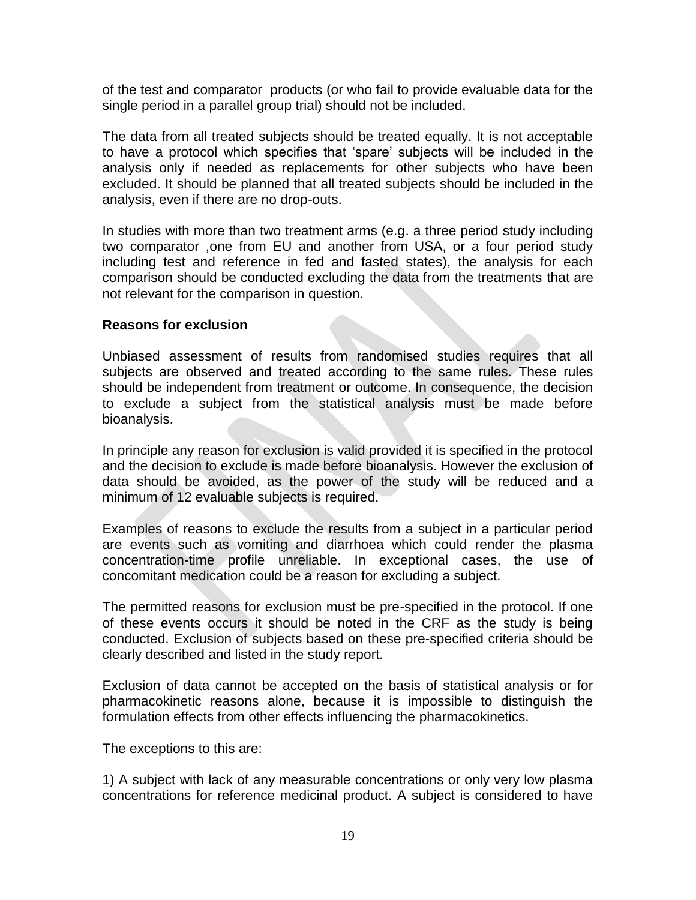of the test and comparator  products (or who fail to provide evaluable data for the single period in a parallel group trial) should not be included.

The data from all treated subjects should be treated equally. It is not acceptable to have a protocol which specifies that 'spare' subjects will be included in the analysis only if needed as replacements for other subjects who have been excluded. It should be planned that all treated subjects should be included in the analysis, even if there are no drop-outs.

In studies with more than two treatment arms (e.g. a three period study including two comparator ,one from EU and another from USA, or a four period study including test and reference in fed and fasted states), the analysis for each comparison should be conducted excluding the data from the treatments that are not relevant for the comparison in question.

**Reasons for exclusion**

Unbiased assessment of results from randomised studies requires that all subjects are observed and treated according to the same rules. These rules should be independent from treatment or outcome. In consequence, the decision to exclude a subject from the statistical analysis must be made before bioanalysis.

In principle any reason for exclusion is valid provided it is specified in the protocol and the decision to exclude is made before bioanalysis. However the exclusion of data should be avoided, as the power of the study will be reduced and a minimum of 12 evaluable subjects is required.

Examples of reasons to exclude the results from a subject in a particular period are events such as vomiting and diarrhoea which could render the plasma concentration-time profile unreliable. In exceptional cases, the use of concomitant medication could be a reason for excluding a subject.

The permitted reasons for exclusion must be pre-specified in the protocol. If one of these events occurs it should be noted in the CRF as the study is being conducted. Exclusion of subjects based on these pre-specified criteria should be clearly described and listed in the study report.

Exclusion of data cannot be accepted on the basis of statistical analysis or for pharmacokinetic reasons alone, because it is impossible to distinguish the formulation effects from other effects influencing the pharmacokinetics.

The exceptions to this are:

1) A subject with lack of any measurable concentrations or only very low plasma concentrations for reference medicinal product. A subject is considered to have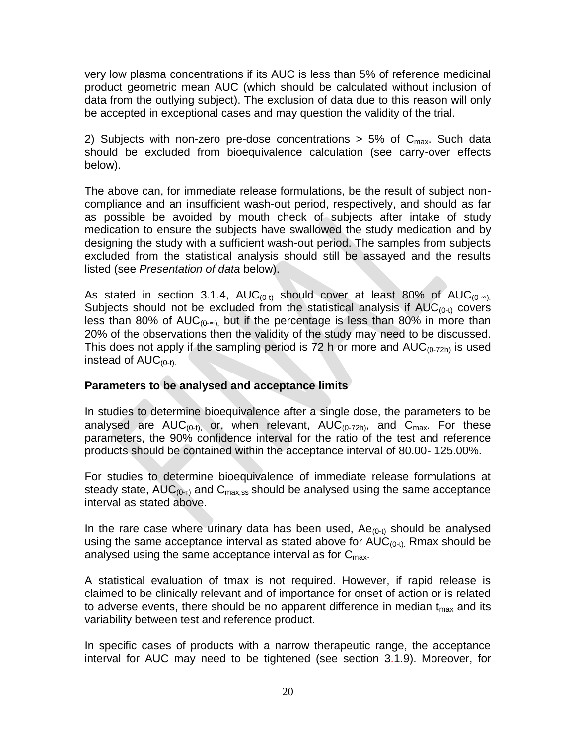very low plasma concentrations if its AUC is less than 5% of reference medicinal product geometric mean AUC (which should be calculated without inclusion of data from the outlying subject). The exclusion of data due to this reason will only be accepted in exceptional cases and may question the validity of the trial.

2) Subjects with non-zero pre-dose concentrations > 5% of $C_{max}$. Such data should be excluded from bioequivalence calculation (see carry-over effects below).

The above can, for immediate release formulations, be the result of subject non-compliance and an insufficient wash-out period, respectively, and should as far as possible be avoided by mouth check of subjects after intake of study medication to ensure the subjects have swallowed the study medication and by designing the study with a sufficient wash-out period. The samples from subjects excluded from the statistical analysis should still be assayed and the results listed (see *Presentation of data* below).

As stated in section 3.1.4, $AUC_{(0\text{-}t)}$ should cover at least 80% of $AUC_{(0\text{-}\infty)}$. Subjects should not be excluded from the statistical analysis if $AUC_{(0\text{-}t)}$ covers less than 80% of $AUC_{(0\text{-}\infty)}$, but if the percentage is less than 80% in more than 20% of the observations then the validity of the study may need to be discussed. This does not apply if the sampling period is 72 h or more and $AUC_{(0\text{-}72h)}$ is used instead of $AUC_{(0\text{-}t)}$.

**Parameters to be analysed and acceptance limits**

In studies to determine bioequivalence after a single dose, the parameters to be analysed are $AUC_{(0\text{-}t)}$, or, when relevant, $AUC_{(0\text{-}72h)}$, and $C_{max}$. For these parameters, the 90% confidence interval for the ratio of the test and reference products should be contained within the acceptance interval of 80.00- 125.00%.

For studies to determine bioequivalence of immediate release formulations at steady state, $AUC_{(0\text{-}\tau)}$ and $C_{max,ss}$ should be analysed using the same acceptance interval as stated above.

In the rare case where urinary data has been used, $Ae_{(0\text{-}t)}$ should be analysed using the same acceptance interval as stated above for $AUC_{(0\text{-}t)}$. Rmax should be analysed using the same acceptance interval as for $C_{max}$.

A statistical evaluation of tmax is not required. However, if rapid release is claimed to be clinically relevant and of importance for onset of action or is related to adverse events, there should be no apparent difference in median $t_{max}$ and its variability between test and reference product.

In specific cases of products with a narrow therapeutic range, the acceptance interval for AUC may need to be tightened (see section 3.1.9). Moreover, for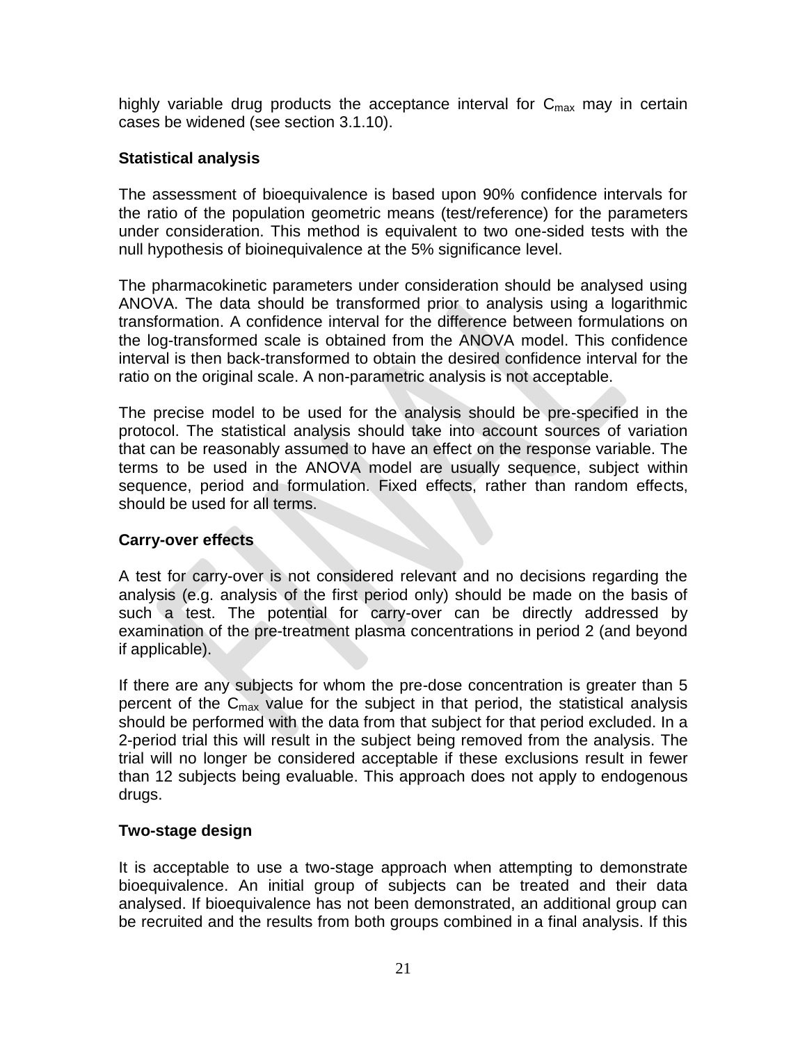highly variable drug products the acceptance interval for $C_{max}$ may in certain cases be widened (see section 3.1.10).

**Statistical analysis**

The assessment of bioequivalence is based upon 90% confidence intervals for the ratio of the population geometric means (test/reference) for the parameters under consideration. This method is equivalent to two one-sided tests with the null hypothesis of bioinequivalence at the 5% significance level.

The pharmacokinetic parameters under consideration should be analysed using ANOVA. The data should be transformed prior to analysis using a logarithmic transformation. A confidence interval for the difference between formulations on the log-transformed scale is obtained from the ANOVA model. This confidence interval is then back-transformed to obtain the desired confidence interval for the ratio on the original scale. A non-parametric analysis is not acceptable.

The precise model to be used for the analysis should be pre-specified in the protocol. The statistical analysis should take into account sources of variation that can be reasonably assumed to have an effect on the response variable. The terms to be used in the ANOVA model are usually sequence, subject within sequence, period and formulation. Fixed effects, rather than random effects, should be used for all terms.

**Carry-over effects**

A test for carry-over is not considered relevant and no decisions regarding the analysis (e.g. analysis of the first period only) should be made on the basis of such a test. The potential for carry-over can be directly addressed by examination of the pre-treatment plasma concentrations in period 2 (and beyond if applicable).

If there are any subjects for whom the pre-dose concentration is greater than 5 percent of the $C_{max}$ value for the subject in that period, the statistical analysis should be performed with the data from that subject for that period excluded. In a 2-period trial this will result in the subject being removed from the analysis. The trial will no longer be considered acceptable if these exclusions result in fewer than 12 subjects being evaluable. This approach does not apply to endogenous drugs.

**Two-stage design**

It is acceptable to use a two-stage approach when attempting to demonstrate bioequivalence. An initial group of subjects can be treated and their data analysed. If bioequivalence has not been demonstrated, an additional group can be recruited and the results from both groups combined in a final analysis. If this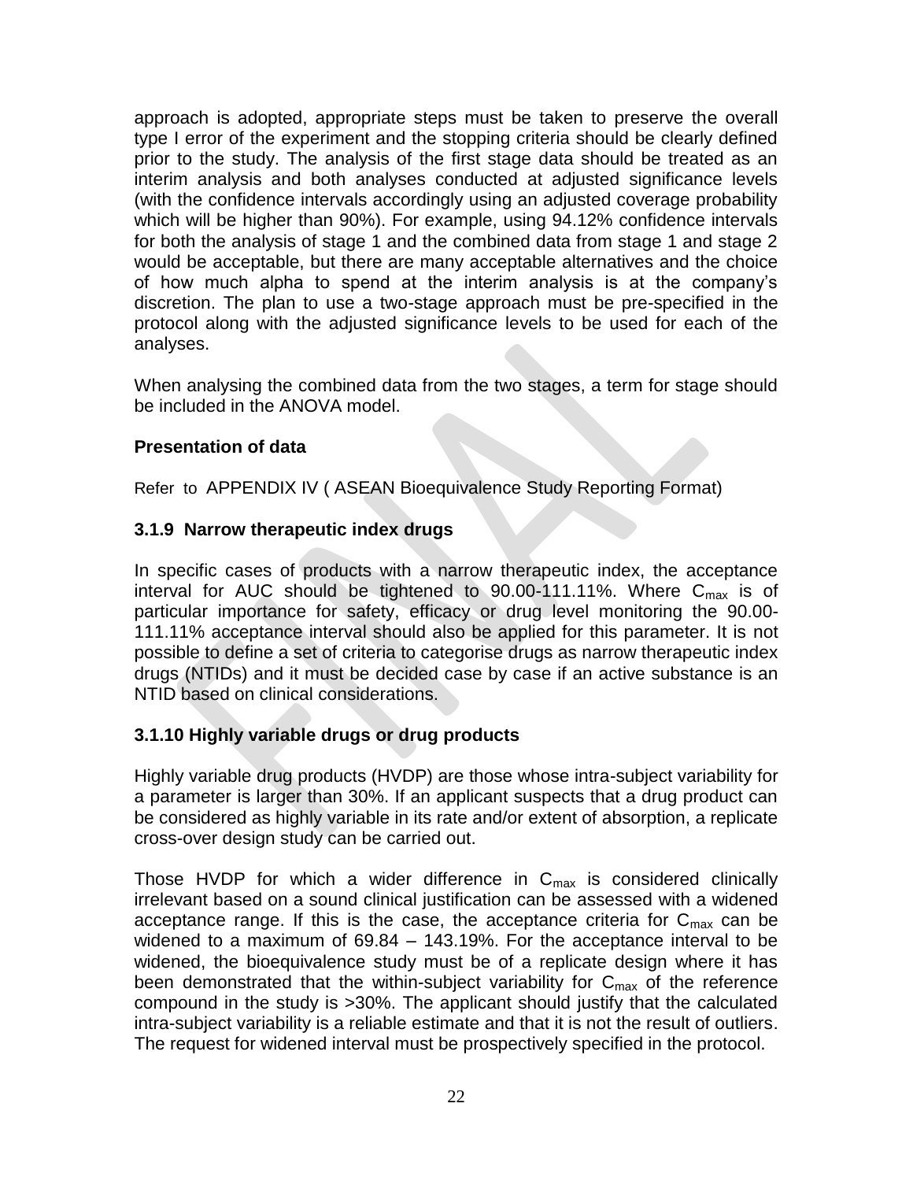approach is adopted, appropriate steps must be taken to preserve the overall type I error of the experiment and the stopping criteria should be clearly defined prior to the study. The analysis of the first stage data should be treated as an interim analysis and both analyses conducted at adjusted significance levels (with the confidence intervals accordingly using an adjusted coverage probability which will be higher than 90%). For example, using 94.12% confidence intervals for both the analysis of stage 1 and the combined data from stage 1 and stage 2 would be acceptable, but there are many acceptable alternatives and the choice of how much alpha to spend at the interim analysis is at the company's discretion. The plan to use a two-stage approach must be pre-specified in the protocol along with the adjusted significance levels to be used for each of the analyses.

When analysing the combined data from the two stages, a term for stage should be included in the ANOVA model.

**Presentation of data**

Refer to APPENDIX IV ( ASEAN Bioequivalence Study Reporting Format)

### 3.1.9 Narrow therapeutic index drugs

In specific cases of products with a narrow therapeutic index, the acceptance interval for AUC should be tightened to 90.00-111.11%. Where $C_{max}$ is of particular importance for safety, efficacy or drug level monitoring the 90.00-111.11% acceptance interval should also be applied for this parameter. It is not possible to define a set of criteria to categorise drugs as narrow therapeutic index drugs (NTIDs) and it must be decided case by case if an active substance is an NTID based on clinical considerations.

### 3.1.10 Highly variable drugs or drug products

Highly variable drug products (HVDP) are those whose intra-subject variability for a parameter is larger than 30%. If an applicant suspects that a drug product can be considered as highly variable in its rate and/or extent of absorption, a replicate cross-over design study can be carried out.

Those HVDP for which a wider difference in $C_{max}$ is considered clinically irrelevant based on a sound clinical justification can be assessed with a widened acceptance range. If this is the case, the acceptance criteria for $C_{max}$ can be widened to a maximum of 69.84 – 143.19%. For the acceptance interval to be widened, the bioequivalence study must be of a replicate design where it has been demonstrated that the within-subject variability for $C_{max}$ of the reference compound in the study is >30%. The applicant should justify that the calculated intra-subject variability is a reliable estimate and that it is not the result of outliers. The request for widened interval must be prospectively specified in the protocol.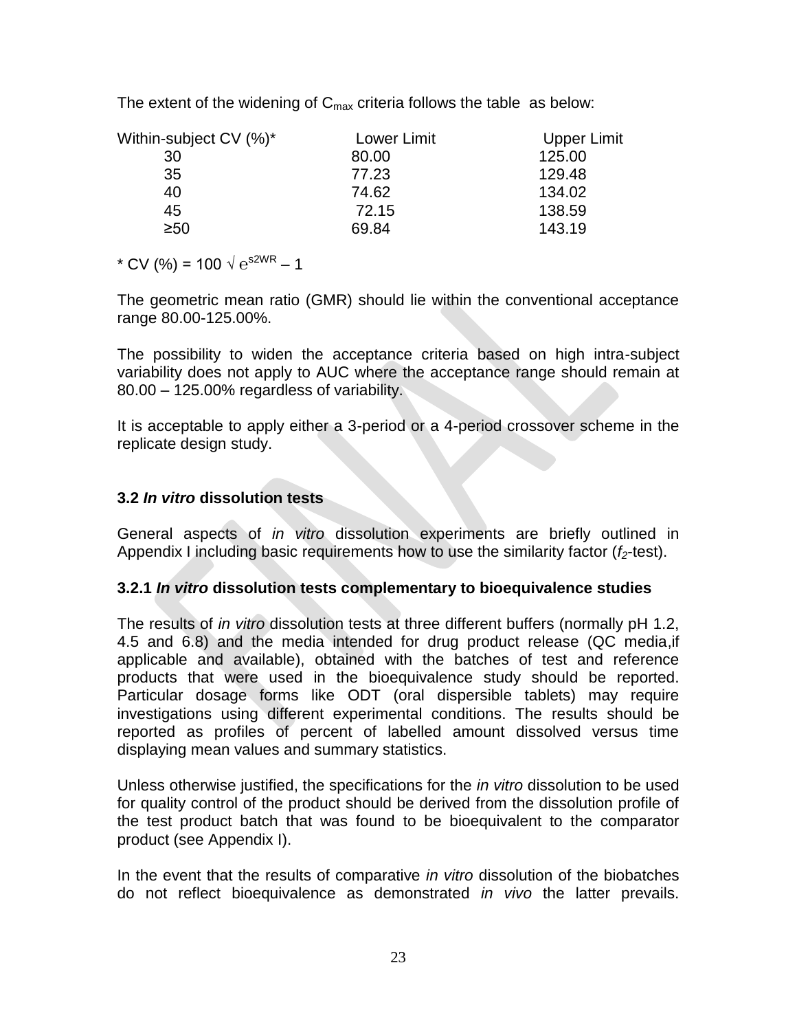The extent of the widening of $C_{max}$ criteria follows the table as below:

| Within-subject CV (%)* | Lower Limit | Upper Limit |
|---|---|---|
| 30 | 80.00 | 125.00 |
| 35 | 77.23 | 129.48 |
| 40 | 74.62 | 134.02 |
| 45 | 72.15 | 138.59 |
| ≥50 | 69.84 | 143.19 |

* $CV (\%) = 100 \sqrt{e^{s2WR} - 1}$

The geometric mean ratio (GMR) should lie within the conventional acceptance range 80.00-125.00%.

The possibility to widen the acceptance criteria based on high intra-subject variability does not apply to AUC where the acceptance range should remain at 80.00 – 125.00% regardless of variability.

It is acceptable to apply either a 3-period or a 4-period crossover scheme in the replicate design study.

### 3.2 *In vitro* dissolution tests

General aspects of *in vitro* dissolution experiments are briefly outlined in Appendix I including basic requirements how to use the similarity factor ($f_2$-test).

#### 3.2.1 *In vitro* dissolution tests complementary to bioequivalence studies

The results of *in vitro* dissolution tests at three different buffers (normally pH 1.2, 4.5 and 6.8) and the media intended for drug product release (QC media,if applicable and available), obtained with the batches of test and reference products that were used in the bioequivalence study should be reported. Particular dosage forms like ODT (oral dispersible tablets) may require investigations using different experimental conditions. The results should be reported as profiles of percent of labelled amount dissolved versus time displaying mean values and summary statistics.

Unless otherwise justified, the specifications for the *in vitro* dissolution to be used for quality control of the product should be derived from the dissolution profile of the test product batch that was found to be bioequivalent to the comparator product (see Appendix I).

In the event that the results of comparative *in vitro* dissolution of the biobatches do not reflect bioequivalence as demonstrated *in vivo* the latter prevails.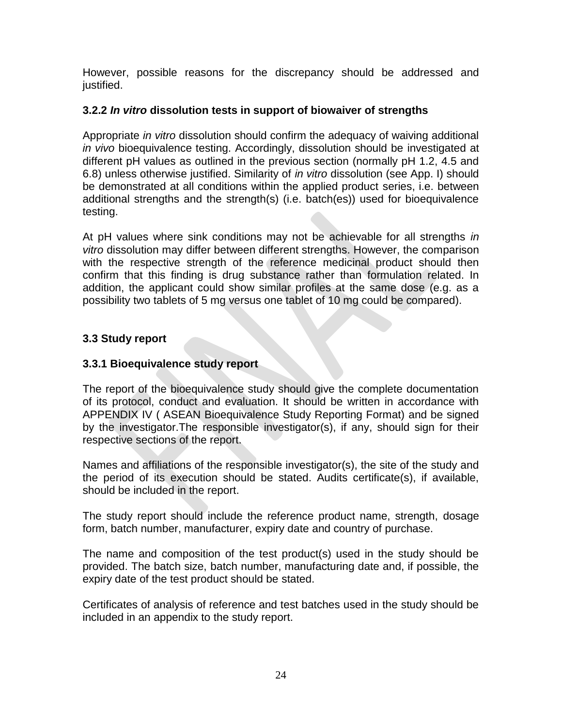However, possible reasons for the discrepancy should be addressed and justified.

### 3.2.2 *In vitro* dissolution tests in support of biowaiver of strengths

Appropriate *in vitro* dissolution should confirm the adequacy of waiving additional *in vivo* bioequivalence testing. Accordingly, dissolution should be investigated at different pH values as outlined in the previous section (normally pH 1.2, 4.5 and 6.8) unless otherwise justified. Similarity of *in vitro* dissolution (see App. I) should be demonstrated at all conditions within the applied product series, i.e. between additional strengths and the strength(s) (i.e. batch(es)) used for bioequivalence testing.

At pH values where sink conditions may not be achievable for all strengths *in vitro* dissolution may differ between different strengths. However, the comparison with the respective strength of the reference medicinal product should then confirm that this finding is drug substance rather than formulation related. In addition, the applicant could show similar profiles at the same dose (e.g. as a possibility two tablets of 5 mg versus one tablet of 10 mg could be compared).

## 3.3 Study report

### 3.3.1 Bioequivalence study report

The report of the bioequivalence study should give the complete documentation of its protocol, conduct and evaluation. It should be written in accordance with APPENDIX IV ( ASEAN Bioequivalence Study Reporting Format) and be signed by the investigator.The responsible investigator(s), if any, should sign for their respective sections of the report.

Names and affiliations of the responsible investigator(s), the site of the study and the period of its execution should be stated. Audits certificate(s), if available, should be included in the report.

The study report should include the reference product name, strength, dosage form, batch number, manufacturer, expiry date and country of purchase.

The name and composition of the test product(s) used in the study should be provided. The batch size, batch number, manufacturing date and, if possible, the expiry date of the test product should be stated.

Certificates of analysis of reference and test batches used in the study should be included in an appendix to the study report.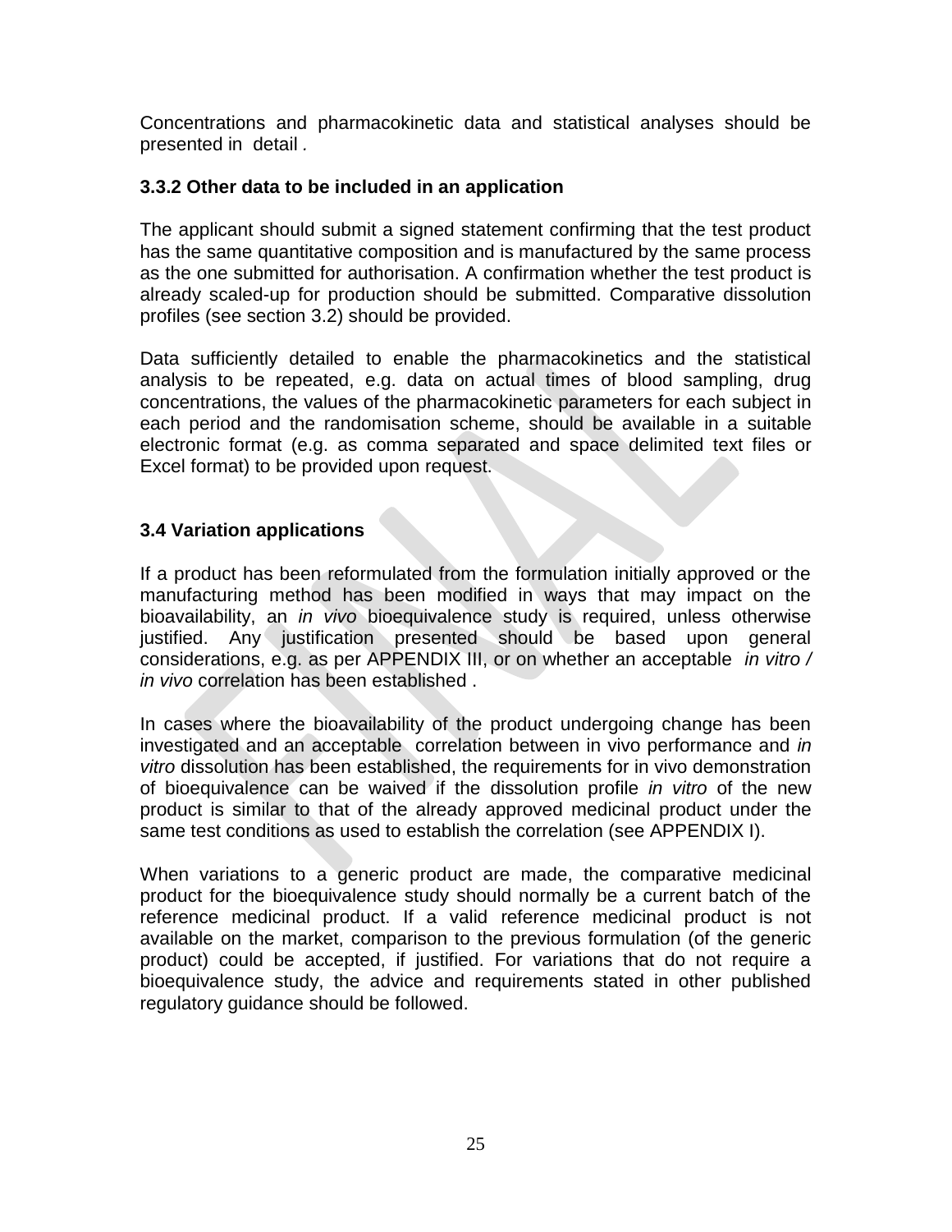Concentrations and pharmacokinetic data and statistical analyses should be presented in detail *.*

### 3.3.2 Other data to be included in an application

The applicant should submit a signed statement confirming that the test product has the same quantitative composition and is manufactured by the same process as the one submitted for authorisation. A confirmation whether the test product is already scaled-up for production should be submitted. Comparative dissolution profiles (see section 3.2) should be provided.

Data sufficiently detailed to enable the pharmacokinetics and the statistical analysis to be repeated, e.g. data on actual times of blood sampling, drug concentrations, the values of the pharmacokinetic parameters for each subject in each period and the randomisation scheme, should be available in a suitable electronic format (e.g. as comma separated and space delimited text files or Excel format) to be provided upon request.

## 3.4 Variation applications

If a product has been reformulated from the formulation initially approved or the manufacturing method has been modified in ways that may impact on the bioavailability, an *in vivo* bioequivalence study is required, unless otherwise justified. Any justification presented should be based upon general considerations, e.g. as per APPENDIX III, or on whether an acceptable *in vitro / in vivo* correlation has been established .

In cases where the bioavailability of the product undergoing change has been investigated and an acceptable correlation between in vivo performance and *in vitro* dissolution has been established, the requirements for in vivo demonstration of bioequivalence can be waived if the dissolution profile *in vitro* of the new product is similar to that of the already approved medicinal product under the same test conditions as used to establish the correlation (see APPENDIX I).

When variations to a generic product are made, the comparative medicinal product for the bioequivalence study should normally be a current batch of the reference medicinal product. If a valid reference medicinal product is not available on the market, comparison to the previous formulation (of the generic product) could be accepted, if justified. For variations that do not require a bioequivalence study, the advice and requirements stated in other published regulatory guidance should be followed.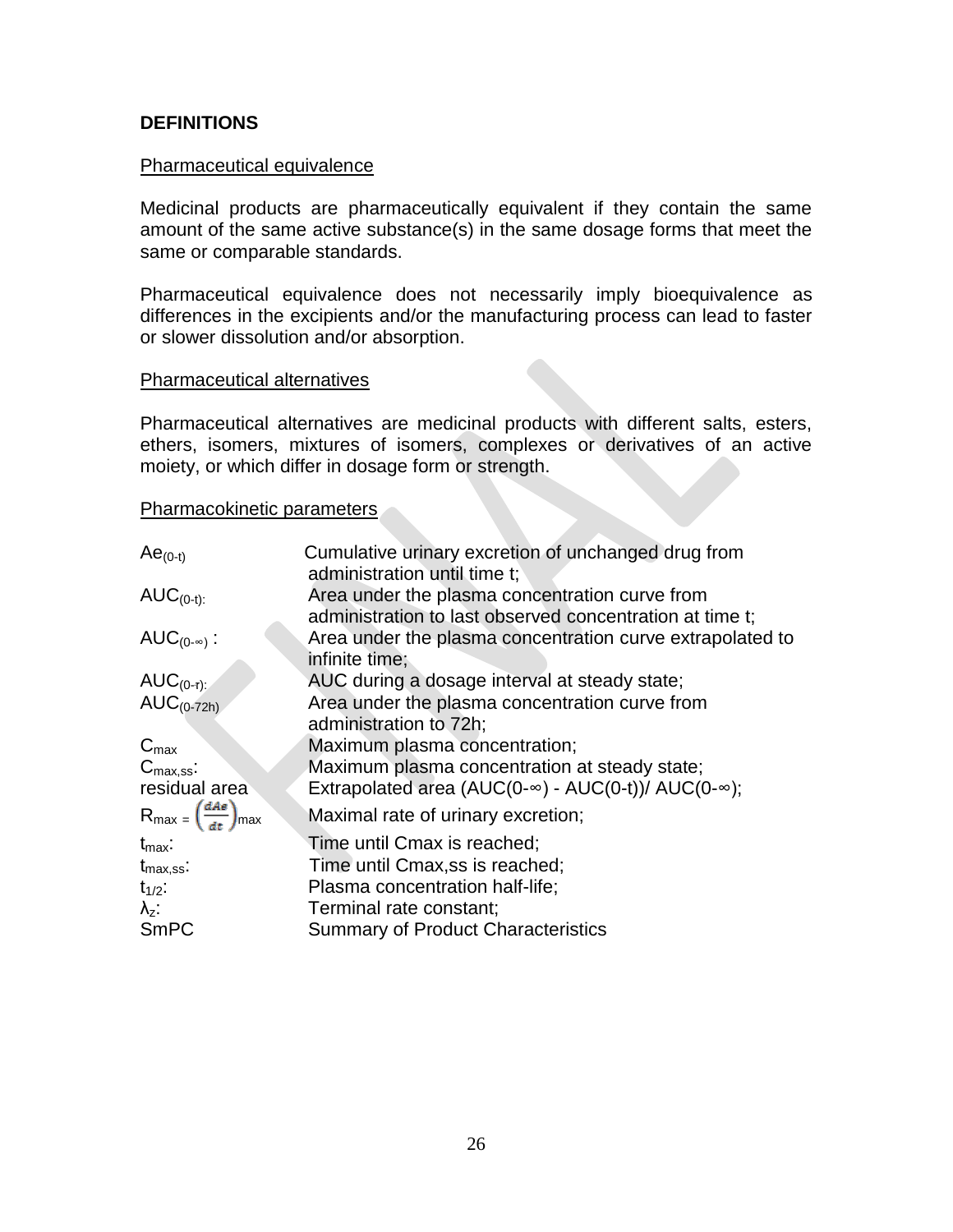## DEFINITIONS

Pharmaceutical equivalence

Medicinal products are pharmaceutically equivalent if they contain the same amount of the same active substance(s) in the same dosage forms that meet the same or comparable standards.

Pharmaceutical equivalence does not necessarily imply bioequivalence as differences in the excipients and/or the manufacturing process can lead to faster or slower dissolution and/or absorption.

Pharmaceutical alternatives

Pharmaceutical alternatives are medicinal products with different salts, esters, ethers, isomers, mixtures of isomers, complexes or derivatives of an active moiety, or which differ in dosage form or strength.

Pharmacokinetic parameters

| | |
|---|---|
| $Ae_{(0-t)}$ | Cumulative urinary excretion of unchanged drug from administration until time t; |
| $AUC_{(0-t)}$: | Area under the plasma concentration curve from administration to last observed concentration at time t; |
| $AUC_{(0-\infty)}$ : | Area under the plasma concentration curve extrapolated to infinite time; |
| $AUC_{(0-\tau)}$: | AUC during a dosage interval at steady state; |
| $AUC_{(0-72h)}$ | Area under the plasma concentration curve from administration to 72h; |
| $C_{max}$ | Maximum plasma concentration; |
| $C_{max,ss}$: | Maximum plasma concentration at steady state; |
| residual area | Extrapolated area (AUC(0-∞) - AUC(0-t))/ AUC(0-∞); |
| $R_{max} = \left(\frac{dAe}{dt}\right)_{max}$ | Maximal rate of urinary excretion; |
| $t_{max}$: | Time until Cmax is reached; |
| $t_{max,ss}$: | Time until Cmax,ss is reached; |
| $t_{1/2}$: | Plasma concentration half-life; |
| $\lambda_z$: | Terminal rate constant; |
| SmPC | Summary of Product Characteristics |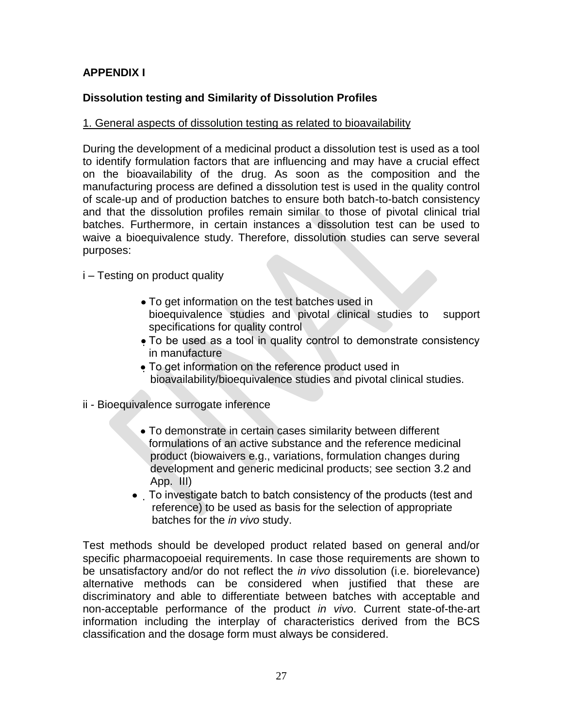## APPENDIX I

### Dissolution testing and Similarity of Dissolution Profiles

1. General aspects of dissolution testing as related to bioavailability

During the development of a medicinal product a dissolution test is used as a tool to identify formulation factors that are influencing and may have a crucial effect on the bioavailability of the drug. As soon as the composition and the manufacturing process are defined a dissolution test is used in the quality control of scale-up and of production batches to ensure both batch-to-batch consistency and that the dissolution profiles remain similar to those of pivotal clinical trial batches. Furthermore, in certain instances a dissolution test can be used to waive a bioequivalence study. Therefore, dissolution studies can serve several purposes:

i – Testing on product quality

- To get information on the test batches used in bioequivalence studies and pivotal clinical studies to support specifications for quality control
- To be used as a tool in quality control to demonstrate consistency in manufacture
- To get information on the reference product used in bioavailability/bioequivalence studies and pivotal clinical studies.

ii - Bioequivalence surrogate inference

- To demonstrate in certain cases similarity between different formulations of an active substance and the reference medicinal product (biowaivers e.g., variations, formulation changes during development and generic medicinal products; see section 3.2 and App. III)
- To investigate batch to batch consistency of the products (test and reference) to be used as basis for the selection of appropriate batches for the *in vivo* study.

Test methods should be developed product related based on general and/or specific pharmacopoeial requirements. In case those requirements are shown to be unsatisfactory and/or do not reflect the *in vivo* dissolution (i.e. biorelevance) alternative methods can be considered when justified that these are discriminatory and able to differentiate between batches with acceptable and non-acceptable performance of the product *in vivo*. Current state-of-the-art information including the interplay of characteristics derived from the BCS classification and the dosage form must always be considered.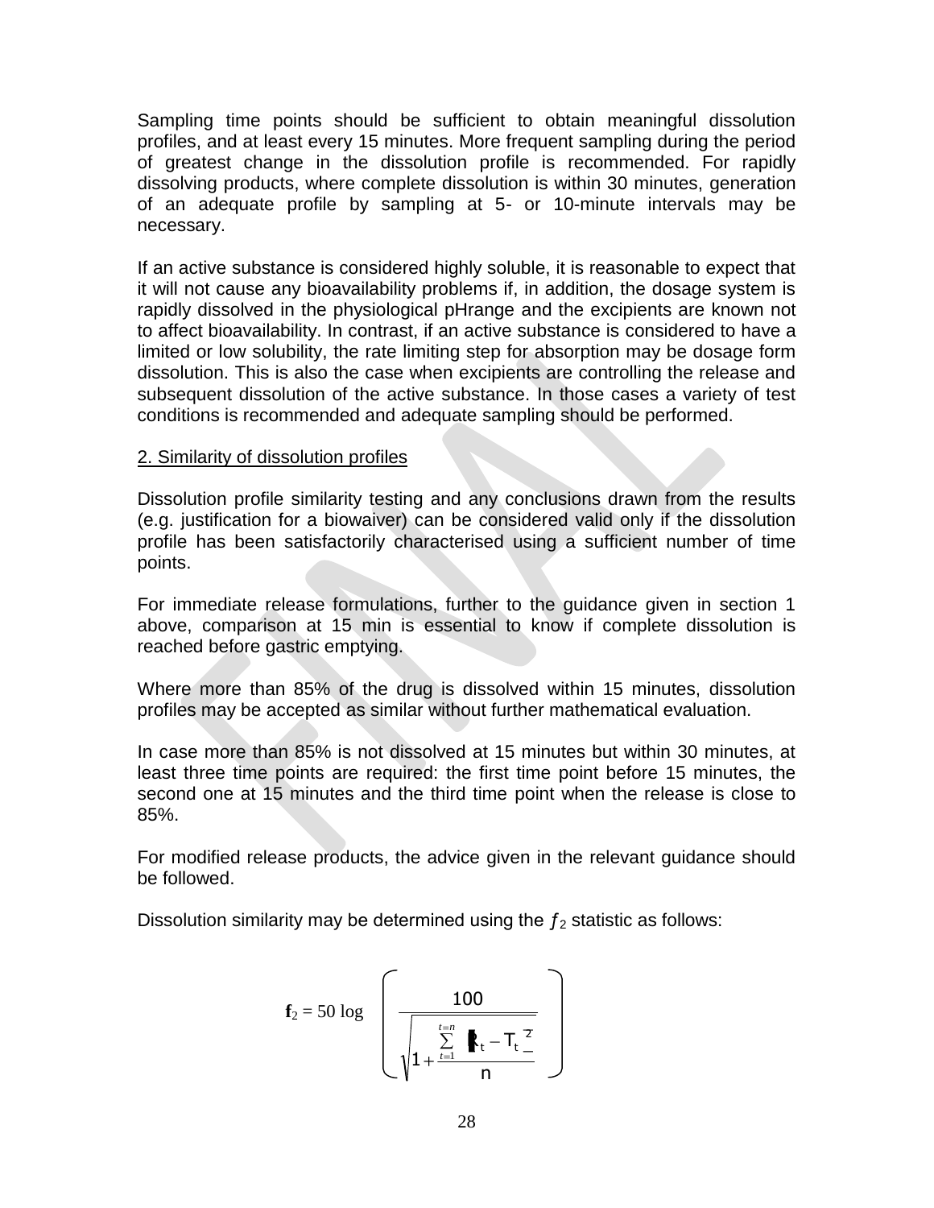Sampling time points should be sufficient to obtain meaningful dissolution profiles, and at least every 15 minutes. More frequent sampling during the period of greatest change in the dissolution profile is recommended. For rapidly dissolving products, where complete dissolution is within 30 minutes, generation of an adequate profile by sampling at 5- or 10-minute intervals may be necessary.

If an active substance is considered highly soluble, it is reasonable to expect that it will not cause any bioavailability problems if, in addition, the dosage system is rapidly dissolved in the physiological pHrange and the excipients are known not to affect bioavailability. In contrast, if an active substance is considered to have a limited or low solubility, the rate limiting step for absorption may be dosage form dissolution. This is also the case when excipients are controlling the release and subsequent dissolution of the active substance. In those cases a variety of test conditions is recommended and adequate sampling should be performed.

2. Similarity of dissolution profiles

Dissolution profile similarity testing and any conclusions drawn from the results (e.g. justification for a biowaiver) can be considered valid only if the dissolution profile has been satisfactorily characterised using a sufficient number of time points.

For immediate release formulations, further to the guidance given in section 1 above, comparison at 15 min is essential to know if complete dissolution is reached before gastric emptying.

Where more than 85% of the drug is dissolved within 15 minutes, dissolution profiles may be accepted as similar without further mathematical evaluation.

In case more than 85% is not dissolved at 15 minutes but within 30 minutes, at least three time points are required: the first time point before 15 minutes, the second one at 15 minutes and the third time point when the release is close to 85%.

For modified release products, the advice given in the relevant guidance should be followed.

Dissolution similarity may be determined using the $f_2$ statistic as follows:

$$\mathbf{f}_2 = 50 \log \left( \frac{100}{\sqrt{1 + \frac{\sum_{t=1}^{t=n} \left[ R_t - T_t \right]^2}{n}}} \right)$$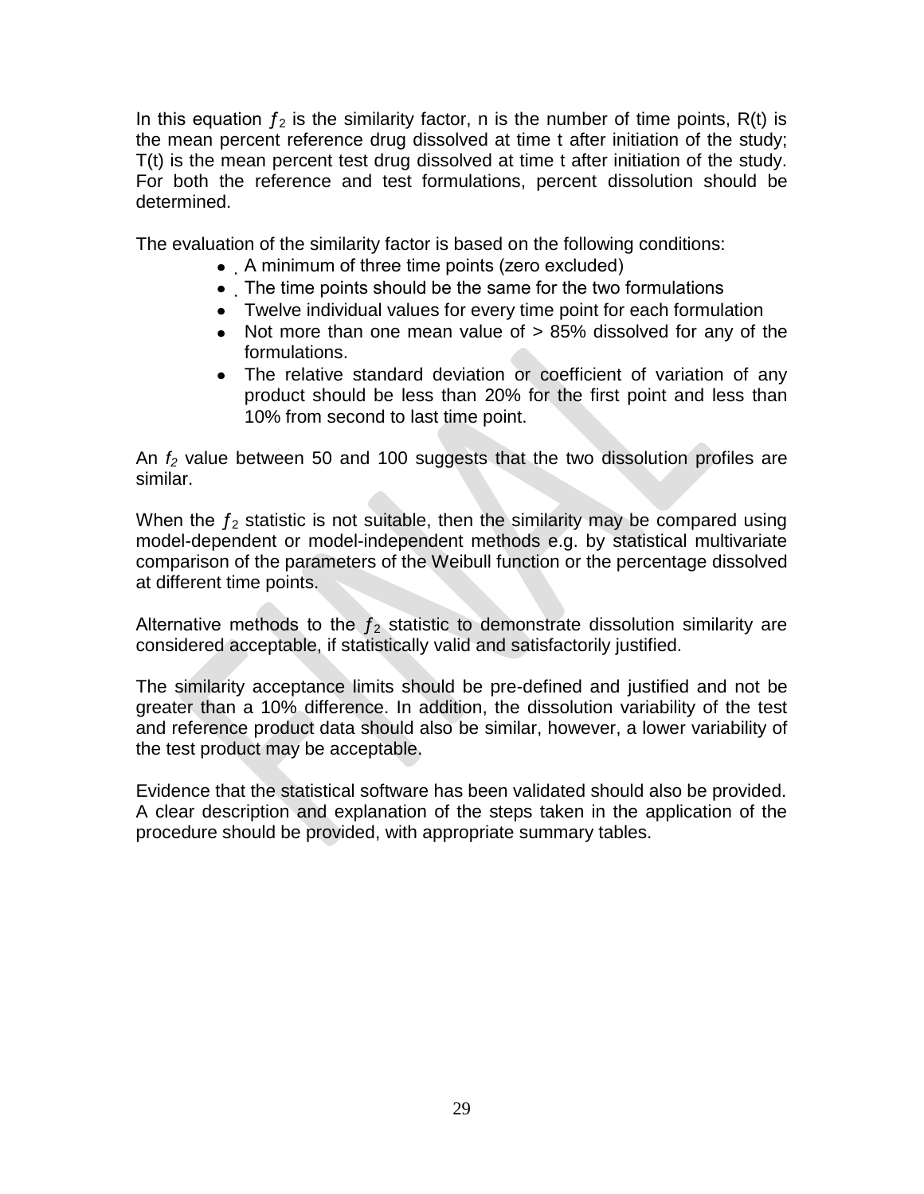In this equation $f_2$ is the similarity factor, n is the number of time points, R(t) is the mean percent reference drug dissolved at time t after initiation of the study; T(t) is the mean percent test drug dissolved at time t after initiation of the study. For both the reference and test formulations, percent dissolution should be determined.

The evaluation of the similarity factor is based on the following conditions:

- A minimum of three time points (zero excluded)
- The time points should be the same for the two formulations
- Twelve individual values for every time point for each formulation
- Not more than one mean value of > 85% dissolved for any of the formulations.
- The relative standard deviation or coefficient of variation of any product should be less than 20% for the first point and less than 10% from second to last time point.

An $f_2$ value between 50 and 100 suggests that the two dissolution profiles are similar.

When the $f_2$ statistic is not suitable, then the similarity may be compared using model-dependent or model-independent methods e.g. by statistical multivariate comparison of the parameters of the Weibull function or the percentage dissolved at different time points.

Alternative methods to the $f_2$ statistic to demonstrate dissolution similarity are considered acceptable, if statistically valid and satisfactorily justified.

The similarity acceptance limits should be pre-defined and justified and not be greater than a 10% difference. In addition, the dissolution variability of the test and reference product data should also be similar, however, a lower variability of the test product may be acceptable.

Evidence that the statistical software has been validated should also be provided. A clear description and explanation of the steps taken in the application of the procedure should be provided, with appropriate summary tables.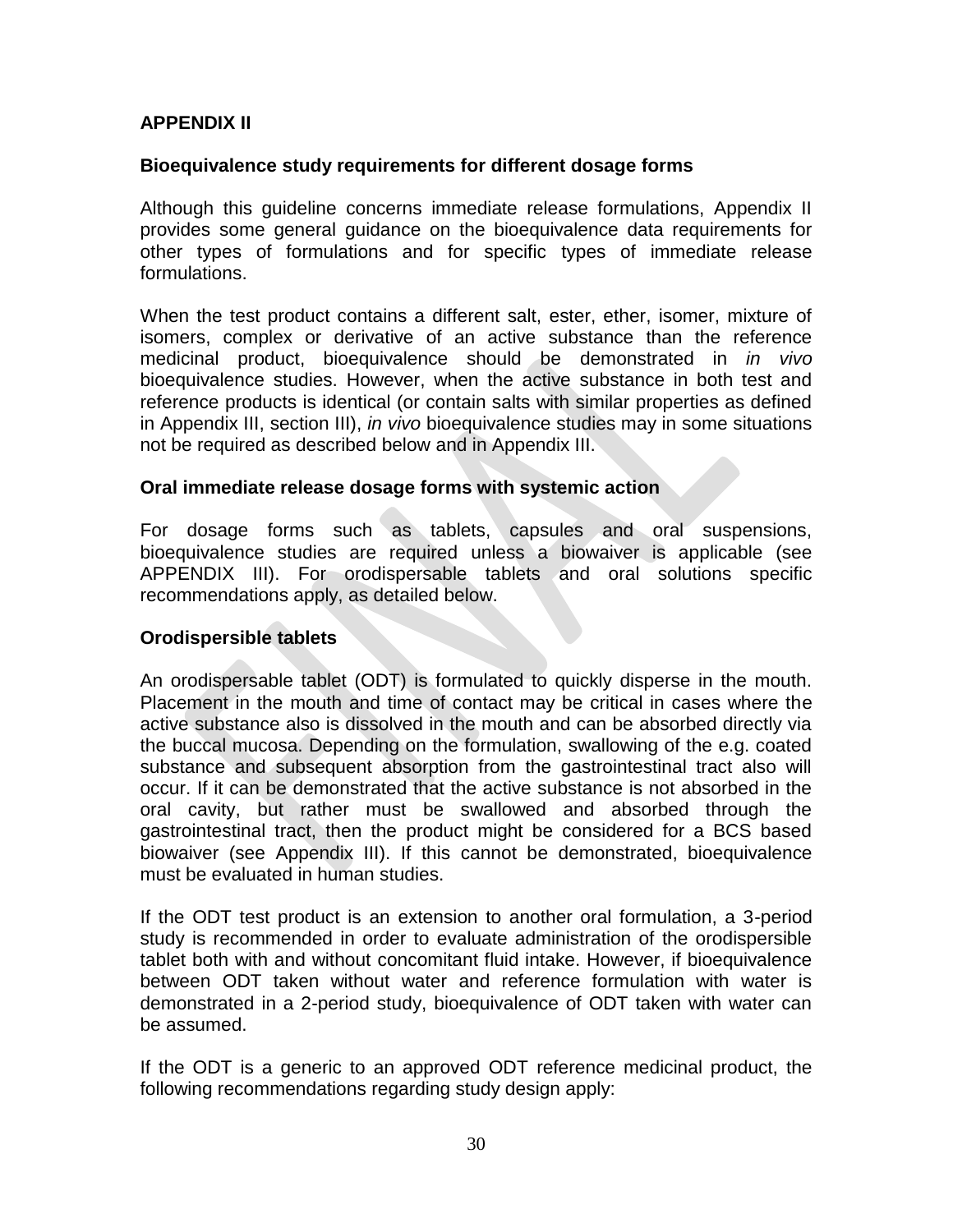## APPENDIX II

### Bioequivalence study requirements for different dosage forms

Although this guideline concerns immediate release formulations, Appendix II provides some general guidance on the bioequivalence data requirements for other types of formulations and for specific types of immediate release formulations.

When the test product contains a different salt, ester, ether, isomer, mixture of isomers, complex or derivative of an active substance than the reference medicinal product, bioequivalence should be demonstrated in *in vivo* bioequivalence studies. However, when the active substance in both test and reference products is identical (or contain salts with similar properties as defined in Appendix III, section III), *in vivo* bioequivalence studies may in some situations not be required as described below and in Appendix III.

### Oral immediate release dosage forms with systemic action

For dosage forms such as tablets, capsules and oral suspensions, bioequivalence studies are required unless a biowaiver is applicable (see APPENDIX III). For orodispersable tablets and oral solutions specific recommendations apply, as detailed below.

### Orodispersible tablets

An orodispersable tablet (ODT) is formulated to quickly disperse in the mouth. Placement in the mouth and time of contact may be critical in cases where the active substance also is dissolved in the mouth and can be absorbed directly via the buccal mucosa. Depending on the formulation, swallowing of the e.g. coated substance and subsequent absorption from the gastrointestinal tract also will occur. If it can be demonstrated that the active substance is not absorbed in the oral cavity, but rather must be swallowed and absorbed through the gastrointestinal tract, then the product might be considered for a BCS based biowaiver (see Appendix III). If this cannot be demonstrated, bioequivalence must be evaluated in human studies.

If the ODT test product is an extension to another oral formulation, a 3-period study is recommended in order to evaluate administration of the orodispersible tablet both with and without concomitant fluid intake. However, if bioequivalence between ODT taken without water and reference formulation with water is demonstrated in a 2-period study, bioequivalence of ODT taken with water can be assumed.

If the ODT is a generic to an approved ODT reference medicinal product, the following recommendations regarding study design apply: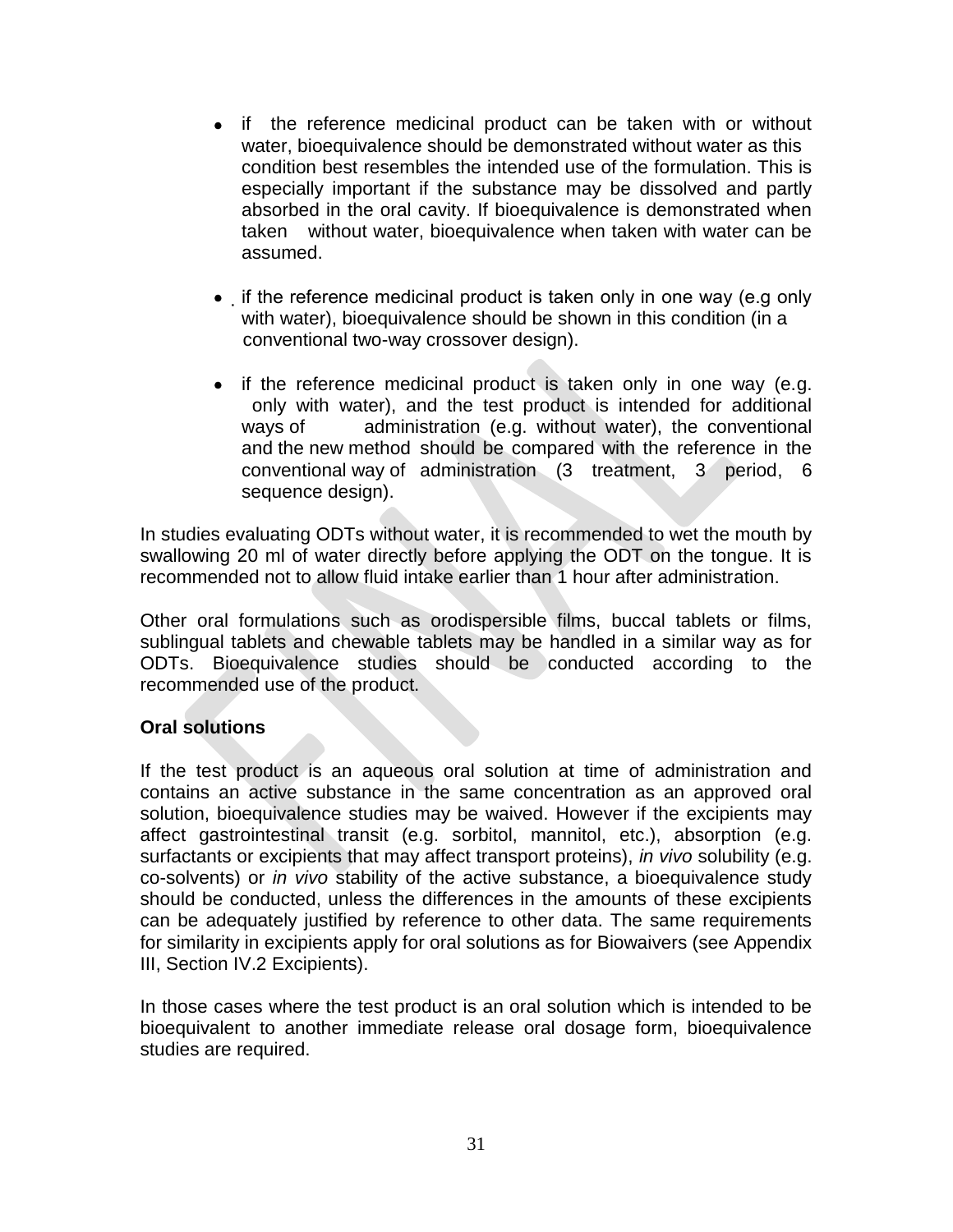- if the reference medicinal product can be taken with or without water, bioequivalence should be demonstrated without water as this condition best resembles the intended use of the formulation. This is especially important if the substance may be dissolved and partly absorbed in the oral cavity. If bioequivalence is demonstrated when taken without water, bioequivalence when taken with water can be assumed.

- if the reference medicinal product is taken only in one way (e.g only with water), bioequivalence should be shown in this condition (in a conventional two-way crossover design).

- if the reference medicinal product is taken only in one way (e.g. only with water), and the test product is intended for additional ways of administration (e.g. without water), the conventional and the new method should be compared with the reference in the conventional way of administration (3 treatment, 3 period, 6 sequence design).

In studies evaluating ODTs without water, it is recommended to wet the mouth by swallowing 20 ml of water directly before applying the ODT on the tongue. It is recommended not to allow fluid intake earlier than 1 hour after administration.

Other oral formulations such as orodispersible films, buccal tablets or films, sublingual tablets and chewable tablets may be handled in a similar way as for ODTs. Bioequivalence studies should be conducted according to the recommended use of the product.

**Oral solutions**

If the test product is an aqueous oral solution at time of administration and contains an active substance in the same concentration as an approved oral solution, bioequivalence studies may be waived. However if the excipients may affect gastrointestinal transit (e.g. sorbitol, mannitol, etc.), absorption (e.g. surfactants or excipients that may affect transport proteins), *in vivo* solubility (e.g. co-solvents) or *in vivo* stability of the active substance, a bioequivalence study should be conducted, unless the differences in the amounts of these excipients can be adequately justified by reference to other data. The same requirements for similarity in excipients apply for oral solutions as for Biowaivers (see Appendix III, Section IV.2 Excipients).

In those cases where the test product is an oral solution which is intended to be bioequivalent to another immediate release oral dosage form, bioequivalence studies are required.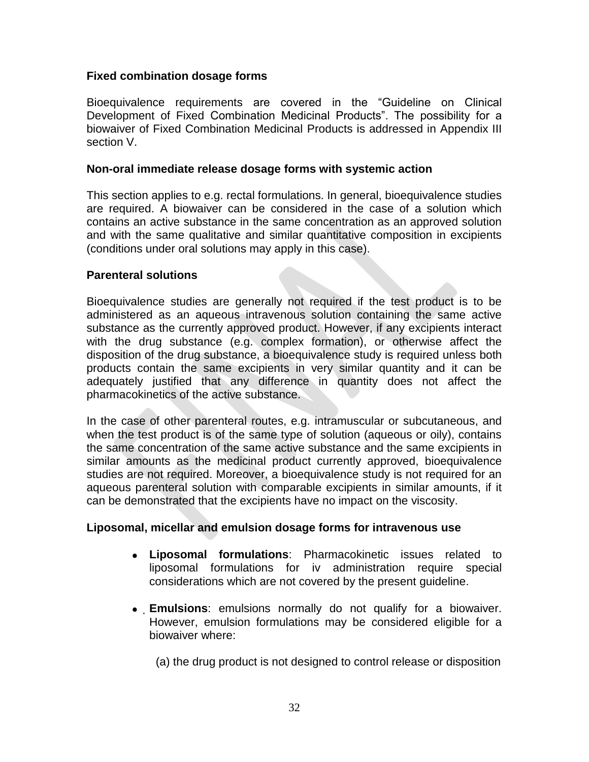**Fixed combination dosage forms**

Bioequivalence requirements are covered in the "Guideline on Clinical Development of Fixed Combination Medicinal Products". The possibility for a biowaiver of Fixed Combination Medicinal Products is addressed in Appendix III section V.

**Non-oral immediate release dosage forms with systemic action**

This section applies to e.g. rectal formulations. In general, bioequivalence studies are required. A biowaiver can be considered in the case of a solution which contains an active substance in the same concentration as an approved solution and with the same qualitative and similar quantitative composition in excipients (conditions under oral solutions may apply in this case).

**Parenteral solutions**

Bioequivalence studies are generally not required if the test product is to be administered as an aqueous intravenous solution containing the same active substance as the currently approved product. However, if any excipients interact with the drug substance (e.g. complex formation), or otherwise affect the disposition of the drug substance, a bioequivalence study is required unless both products contain the same excipients in very similar quantity and it can be adequately justified that any difference in quantity does not affect the pharmacokinetics of the active substance.

In the case of other parenteral routes, e.g. intramuscular or subcutaneous, and when the test product is of the same type of solution (aqueous or oily), contains the same concentration of the same active substance and the same excipients in similar amounts as the medicinal product currently approved, bioequivalence studies are not required. Moreover, a bioequivalence study is not required for an aqueous parenteral solution with comparable excipients in similar amounts, if it can be demonstrated that the excipients have no impact on the viscosity.

**Liposomal, micellar and emulsion dosage forms for intravenous use**

- **Liposomal formulations**: Pharmacokinetic issues related to liposomal formulations for iv administration require special considerations which are not covered by the present guideline.

- **Emulsions**: emulsions normally do not qualify for a biowaiver. However, emulsion formulations may be considered eligible for a biowaiver where:

  (a) the drug product is not designed to control release or disposition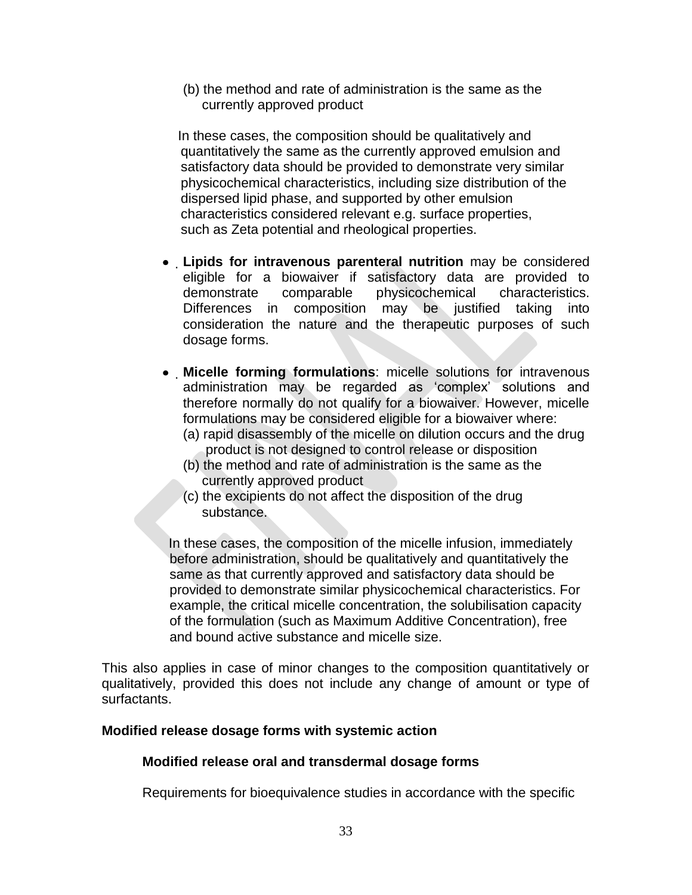(b) the method and rate of administration is the same as the currently approved product

In these cases, the composition should be qualitatively and quantitatively the same as the currently approved emulsion and satisfactory data should be provided to demonstrate very similar physicochemical characteristics, including size distribution of the dispersed lipid phase, and supported by other emulsion characteristics considered relevant e.g. surface properties, such as Zeta potential and rheological properties.

- **Lipids for intravenous parenteral nutrition** may be considered eligible for a biowaiver if satisfactory data are provided to demonstrate comparable physicochemical characteristics. Differences in composition may be justified taking into consideration the nature and the therapeutic purposes of such dosage forms.

- **Micelle forming formulations**: micelle solutions for intravenous administration may be regarded as 'complex' solutions and therefore normally do not qualify for a biowaiver. However, micelle formulations may be considered eligible for a biowaiver where:
  (a) rapid disassembly of the micelle on dilution occurs and the drug product is not designed to control release or disposition
  (b) the method and rate of administration is the same as the currently approved product
  (c) the excipients do not affect the disposition of the drug substance.

  In these cases, the composition of the micelle infusion, immediately before administration, should be qualitatively and quantitatively the same as that currently approved and satisfactory data should be provided to demonstrate similar physicochemical characteristics. For example, the critical micelle concentration, the solubilisation capacity of the formulation (such as Maximum Additive Concentration), free and bound active substance and micelle size.

This also applies in case of minor changes to the composition quantitatively or qualitatively, provided this does not include any change of amount or type of surfactants.

**Modified release dosage forms with systemic action**

**Modified release oral and transdermal dosage forms**

Requirements for bioequivalence studies in accordance with the specific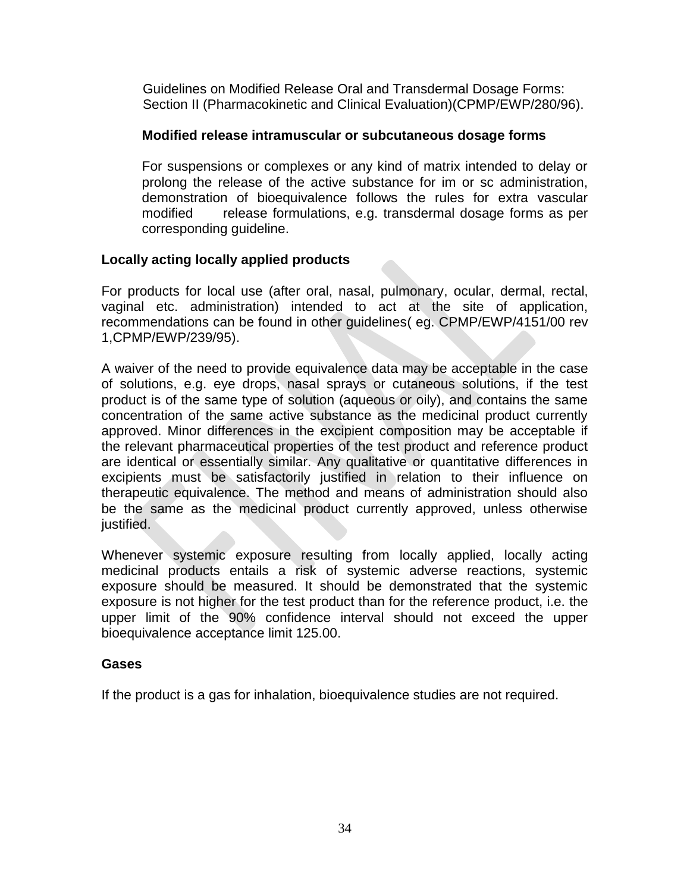Guidelines on Modified Release Oral and Transdermal Dosage Forms: Section II (Pharmacokinetic and Clinical Evaluation)(CPMP/EWP/280/96).

**Modified release intramuscular or subcutaneous dosage forms**

For suspensions or complexes or any kind of matrix intended to delay or prolong the release of the active substance for im or sc administration, demonstration of bioequivalence follows the rules for extra vascular modified release formulations, e.g. transdermal dosage forms as per corresponding guideline.

**Locally acting locally applied products**

For products for local use (after oral, nasal, pulmonary, ocular, dermal, rectal, vaginal etc. administration) intended to act at the site of application, recommendations can be found in other guidelines( eg. CPMP/EWP/4151/00 rev 1,CPMP/EWP/239/95).

A waiver of the need to provide equivalence data may be acceptable in the case of solutions, e.g. eye drops, nasal sprays or cutaneous solutions, if the test product is of the same type of solution (aqueous or oily), and contains the same concentration of the same active substance as the medicinal product currently approved. Minor differences in the excipient composition may be acceptable if the relevant pharmaceutical properties of the test product and reference product are identical or essentially similar. Any qualitative or quantitative differences in excipients must be satisfactorily justified in relation to their influence on therapeutic equivalence. The method and means of administration should also be the same as the medicinal product currently approved, unless otherwise justified.

Whenever systemic exposure resulting from locally applied, locally acting medicinal products entails a risk of systemic adverse reactions, systemic exposure should be measured. It should be demonstrated that the systemic exposure is not higher for the test product than for the reference product, i.e. the upper limit of the 90% confidence interval should not exceed the upper bioequivalence acceptance limit 125.00.

**Gases**

If the product is a gas for inhalation, bioequivalence studies are not required.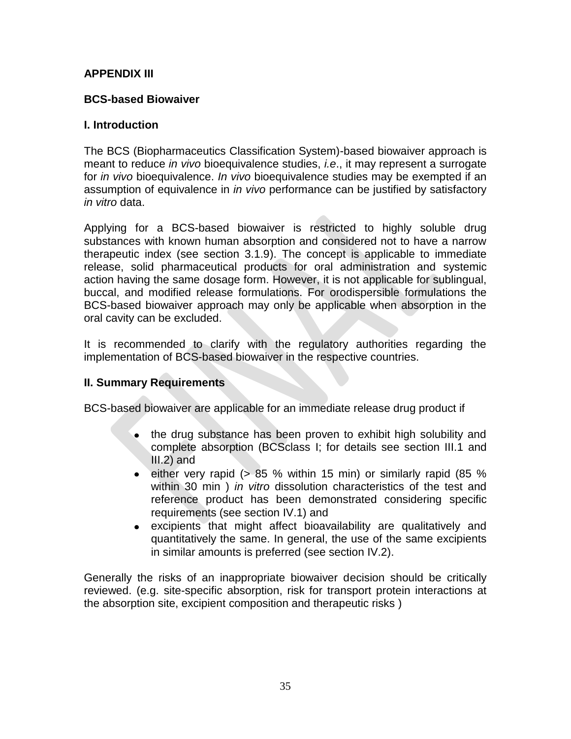## APPENDIX III

### BCS-based Biowaiver

### I. Introduction

The BCS (Biopharmaceutics Classification System)-based biowaiver approach is meant to reduce *in vivo* bioequivalence studies, *i.e*., it may represent a surrogate for *in vivo* bioequivalence. *In vivo* bioequivalence studies may be exempted if an assumption of equivalence in *in vivo* performance can be justified by satisfactory *in vitro* data.

Applying for a BCS-based biowaiver is restricted to highly soluble drug substances with known human absorption and considered not to have a narrow therapeutic index (see section 3.1.9). The concept is applicable to immediate release, solid pharmaceutical products for oral administration and systemic action having the same dosage form. However, it is not applicable for sublingual, buccal, and modified release formulations. For orodispersible formulations the BCS-based biowaiver approach may only be applicable when absorption in the oral cavity can be excluded.

It is recommended to clarify with the regulatory authorities regarding the implementation of BCS-based biowaiver in the respective countries.

### II. Summary Requirements

BCS-based biowaiver are applicable for an immediate release drug product if

- the drug substance has been proven to exhibit high solubility and complete absorption (BCSclass I; for details see section III.1 and III.2) and
- either very rapid (> 85 % within 15 min) or similarly rapid (85 % within 30 min ) *in vitro* dissolution characteristics of the test and reference product has been demonstrated considering specific requirements (see section IV.1) and
- excipients that might affect bioavailability are qualitatively and quantitatively the same. In general, the use of the same excipients in similar amounts is preferred (see section IV.2).

Generally the risks of an inappropriate biowaiver decision should be critically reviewed. (e.g. site-specific absorption, risk for transport protein interactions at the absorption site, excipient composition and therapeutic risks )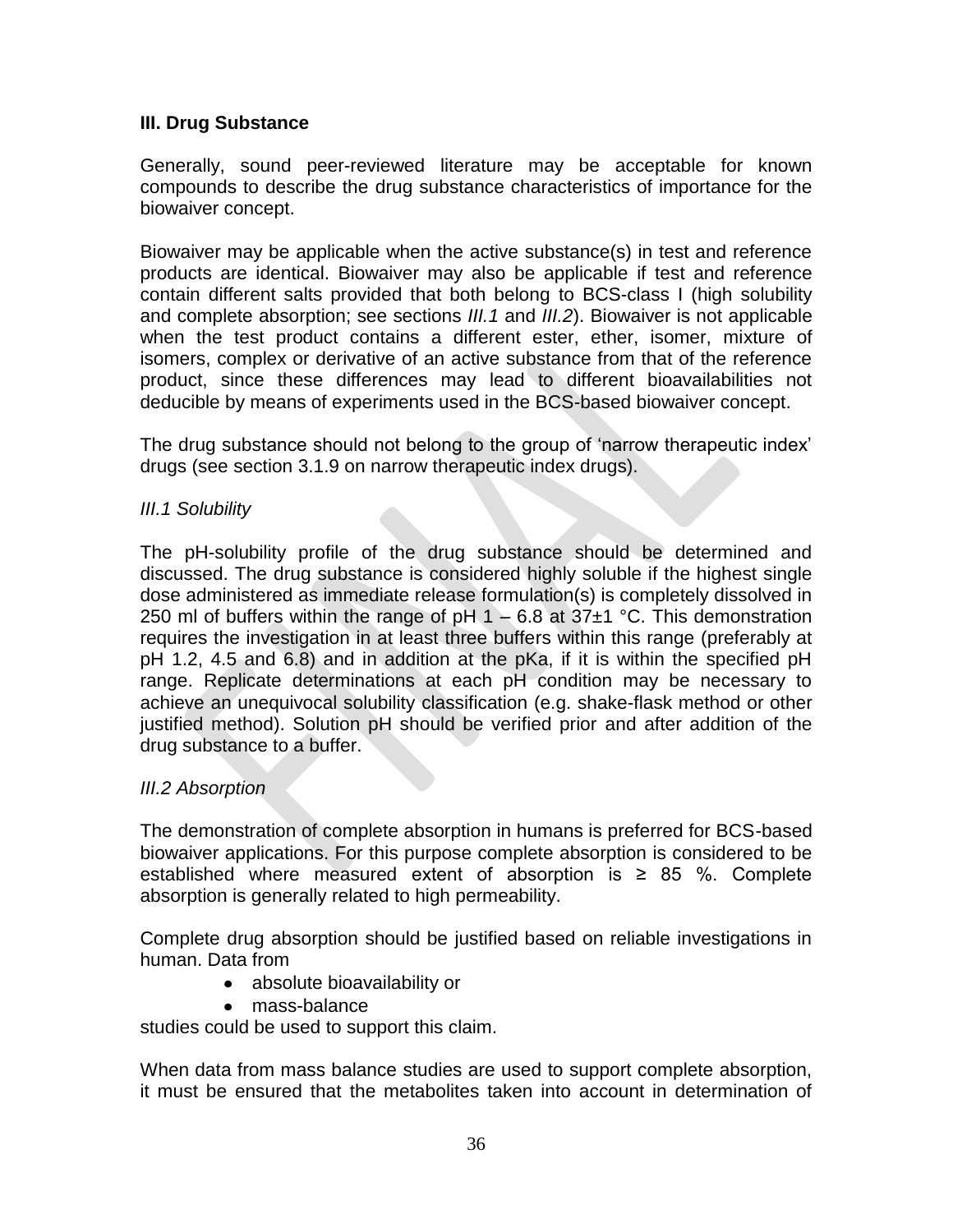## III. Drug Substance

Generally, sound peer-reviewed literature may be acceptable for known compounds to describe the drug substance characteristics of importance for the biowaiver concept.

Biowaiver may be applicable when the active substance(s) in test and reference products are identical. Biowaiver may also be applicable if test and reference contain different salts provided that both belong to BCS-class I (high solubility and complete absorption; see sections *III.1* and *III.2*). Biowaiver is not applicable when the test product contains a different ester, ether, isomer, mixture of isomers, complex or derivative of an active substance from that of the reference product, since these differences may lead to different bioavailabilities not deducible by means of experiments used in the BCS-based biowaiver concept.

The drug substance should not belong to the group of 'narrow therapeutic index' drugs (see section 3.1.9 on narrow therapeutic index drugs).

### *III.1 Solubility*

The pH-solubility profile of the drug substance should be determined and discussed. The drug substance is considered highly soluble if the highest single dose administered as immediate release formulation(s) is completely dissolved in 250 ml of buffers within the range of pH 1 – 6.8 at 37±1 °C. This demonstration requires the investigation in at least three buffers within this range (preferably at pH 1.2, 4.5 and 6.8) and in addition at the pKa, if it is within the specified pH range. Replicate determinations at each pH condition may be necessary to achieve an unequivocal solubility classification (e.g. shake-flask method or other justified method). Solution pH should be verified prior and after addition of the drug substance to a buffer.

### *III.2 Absorption*

The demonstration of complete absorption in humans is preferred for BCS-based biowaiver applications. For this purpose complete absorption is considered to be established where measured extent of absorption is ≥ 85 %. Complete absorption is generally related to high permeability.

Complete drug absorption should be justified based on reliable investigations in human. Data from

- absolute bioavailability or
- mass-balance

studies could be used to support this claim.

When data from mass balance studies are used to support complete absorption, it must be ensured that the metabolites taken into account in determination of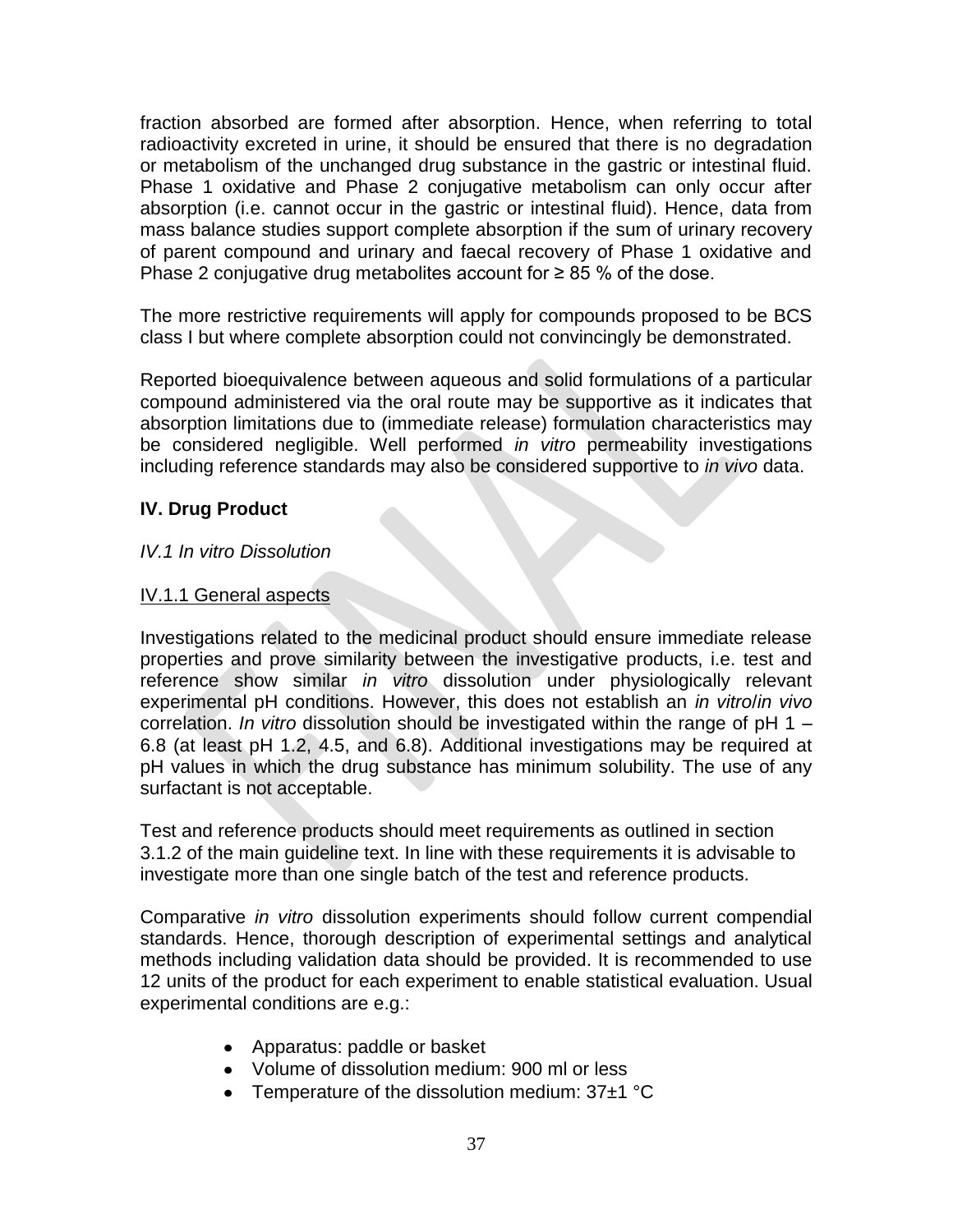fraction absorbed are formed after absorption. Hence, when referring to total radioactivity excreted in urine, it should be ensured that there is no degradation or metabolism of the unchanged drug substance in the gastric or intestinal fluid. Phase 1 oxidative and Phase 2 conjugative metabolism can only occur after absorption (i.e. cannot occur in the gastric or intestinal fluid). Hence, data from mass balance studies support complete absorption if the sum of urinary recovery of parent compound and urinary and faecal recovery of Phase 1 oxidative and Phase 2 conjugative drug metabolites account for ≥ 85 % of the dose.

The more restrictive requirements will apply for compounds proposed to be BCS class I but where complete absorption could not convincingly be demonstrated.

Reported bioequivalence between aqueous and solid formulations of a particular compound administered via the oral route may be supportive as it indicates that absorption limitations due to (immediate release) formulation characteristics may be considered negligible. Well performed *in vitro* permeability investigations including reference standards may also be considered supportive to *in vivo* data.

## IV. Drug Product

### *IV.1 In vitro Dissolution*

#### IV.1.1 General aspects

Investigations related to the medicinal product should ensure immediate release properties and prove similarity between the investigative products, i.e. test and reference show similar *in vitro* dissolution under physiologically relevant experimental pH conditions. However, this does not establish an *in vitro*/*in vivo* correlation. *In vitro* dissolution should be investigated within the range of pH 1 – 6.8 (at least pH 1.2, 4.5, and 6.8). Additional investigations may be required at pH values in which the drug substance has minimum solubility. The use of any surfactant is not acceptable.

Test and reference products should meet requirements as outlined in section 3.1.2 of the main guideline text. In line with these requirements it is advisable to investigate more than one single batch of the test and reference products.

Comparative *in vitro* dissolution experiments should follow current compendial standards. Hence, thorough description of experimental settings and analytical methods including validation data should be provided. It is recommended to use 12 units of the product for each experiment to enable statistical evaluation. Usual experimental conditions are e.g.:

- Apparatus: paddle or basket
- Volume of dissolution medium: 900 ml or less
- Temperature of the dissolution medium: 37±1 °C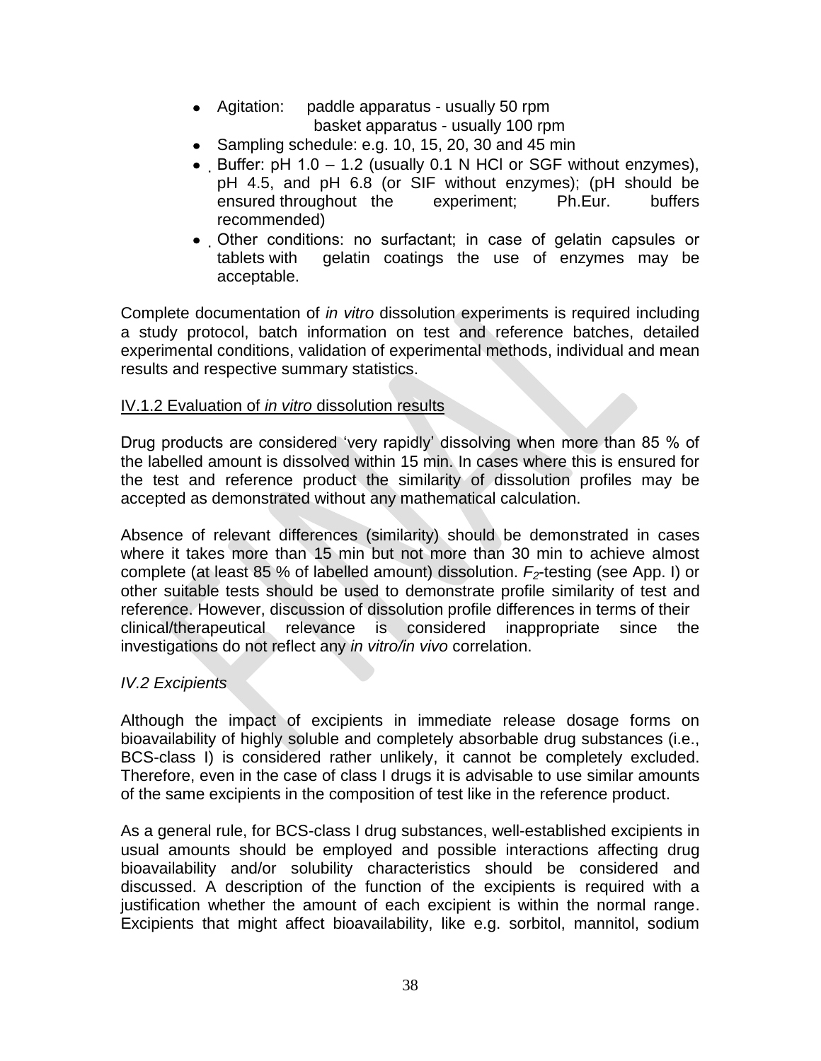- Agitation: paddle apparatus - usually 50 rpm
  basket apparatus - usually 100 rpm
- Sampling schedule: e.g. 10, 15, 20, 30 and 45 min
- Buffer: pH 1.0 – 1.2 (usually 0.1 N HCl or SGF without enzymes), pH 4.5, and pH 6.8 (or SIF without enzymes); (pH should be ensured throughout the experiment; Ph.Eur. buffers recommended)
- Other conditions: no surfactant; in case of gelatin capsules or tablets with gelatin coatings the use of enzymes may be acceptable.

Complete documentation of *in vitro* dissolution experiments is required including a study protocol, batch information on test and reference batches, detailed experimental conditions, validation of experimental methods, individual and mean results and respective summary statistics.

IV.1.2 Evaluation of *in vitro* dissolution results

Drug products are considered 'very rapidly' dissolving when more than 85 % of the labelled amount is dissolved within 15 min. In cases where this is ensured for the test and reference product the similarity of dissolution profiles may be accepted as demonstrated without any mathematical calculation.

Absence of relevant differences (similarity) should be demonstrated in cases where it takes more than 15 min but not more than 30 min to achieve almost complete (at least 85 % of labelled amount) dissolution. $F_2$-testing (see App. I) or other suitable tests should be used to demonstrate profile similarity of test and reference. However, discussion of dissolution profile differences in terms of their clinical/therapeutical relevance is considered inappropriate since the investigations do not reflect any *in vitro/in vivo* correlation.

*IV.2 Excipients*

Although the impact of excipients in immediate release dosage forms on bioavailability of highly soluble and completely absorbable drug substances (i.e., BCS-class I) is considered rather unlikely, it cannot be completely excluded. Therefore, even in the case of class I drugs it is advisable to use similar amounts of the same excipients in the composition of test like in the reference product.

As a general rule, for BCS-class I drug substances, well-established excipients in usual amounts should be employed and possible interactions affecting drug bioavailability and/or solubility characteristics should be considered and discussed. A description of the function of the excipients is required with a justification whether the amount of each excipient is within the normal range. Excipients that might affect bioavailability, like e.g. sorbitol, mannitol, sodium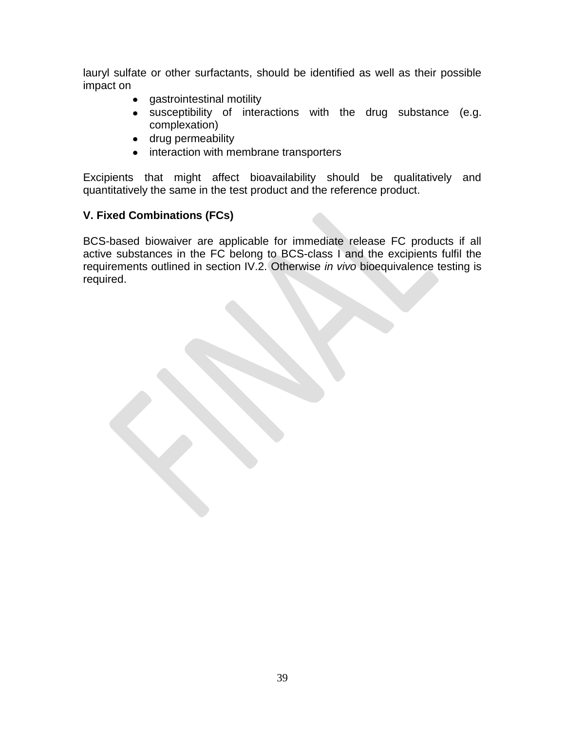lauryl sulfate or other surfactants, should be identified as well as their possible impact on

- gastrointestinal motility
- susceptibility of interactions with the drug substance (e.g. complexation)
- drug permeability
- interaction with membrane transporters

Excipients that might affect bioavailability should be qualitatively and quantitatively the same in the test product and the reference product.

### V. Fixed Combinations (FCs)

BCS-based biowaiver are applicable for immediate release FC products if all active substances in the FC belong to BCS-class I and the excipients fulfil the requirements outlined in section IV.2. Otherwise *in vivo* bioequivalence testing is required.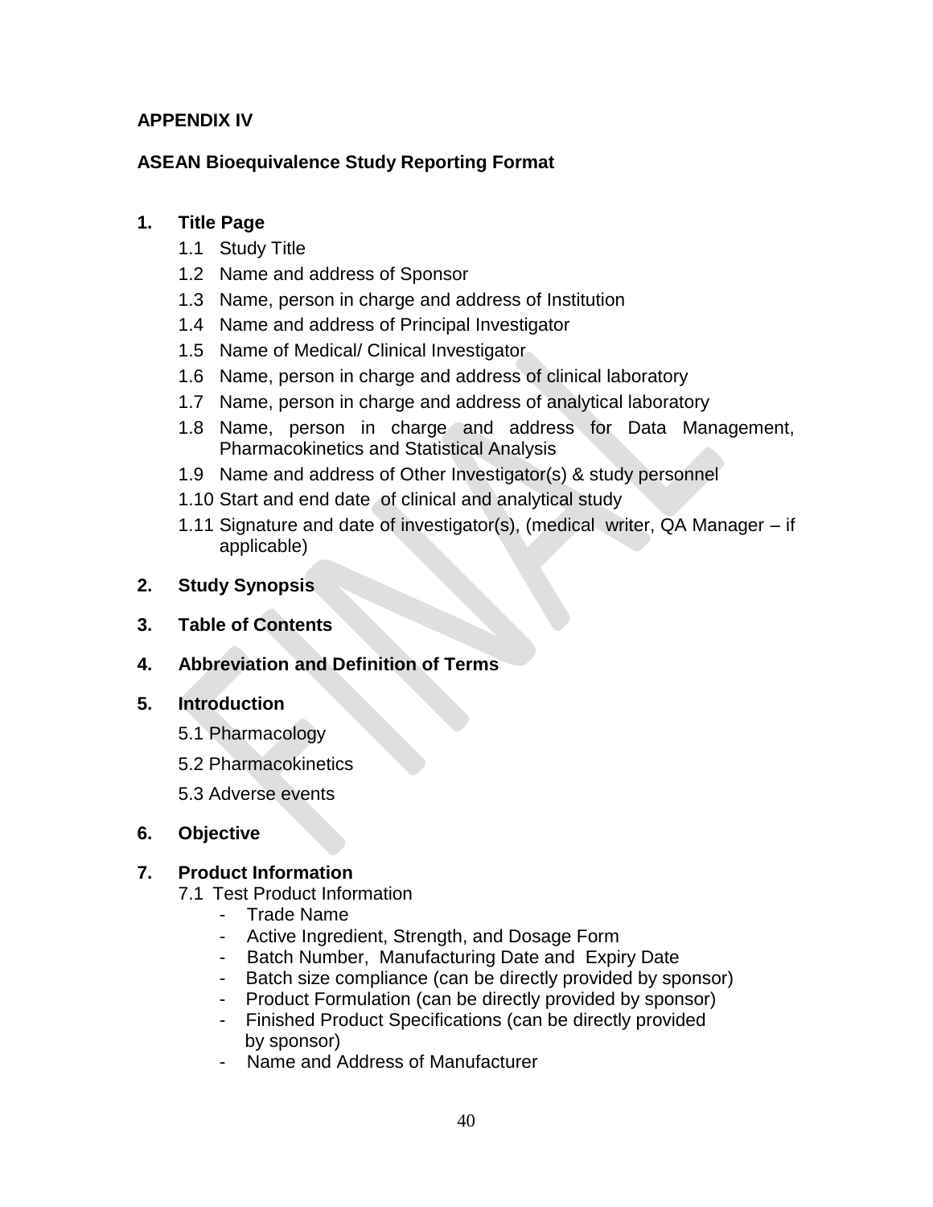**APPENDIX IV**

**ASEAN Bioequivalence Study Reporting Format**

1. **Title Page**
   - 1.1 Study Title
   - 1.2 Name and address of Sponsor
   - 1.3 Name, person in charge and address of Institution
   - 1.4 Name and address of Principal Investigator
   - 1.5 Name of Medical/ Clinical Investigator
   - 1.6 Name, person in charge and address of clinical laboratory
   - 1.7 Name, person in charge and address of analytical laboratory
   - 1.8 Name, person in charge and address for Data Management, Pharmacokinetics and Statistical Analysis
   - 1.9 Name and address of Other Investigator(s) & study personnel
   - 1.10 Start and end date of clinical and analytical study
   - 1.11 Signature and date of investigator(s), (medical writer, QA Manager – if applicable)

2. **Study Synopsis**

3. **Table of Contents**

4. **Abbreviation and Definition of Terms**

5. **Introduction**
   - 5.1 Pharmacology
   - 5.2 Pharmacokinetics
   - 5.3 Adverse events

6. **Objective**

7. **Product Information**
   - 7.1 Test Product Information
     - Trade Name
     - Active Ingredient, Strength, and Dosage Form
     - Batch Number, Manufacturing Date and Expiry Date
     - Batch size compliance (can be directly provided by sponsor)
     - Product Formulation (can be directly provided by sponsor)
     - Finished Product Specifications (can be directly provided by sponsor)
     - Name and Address of Manufacturer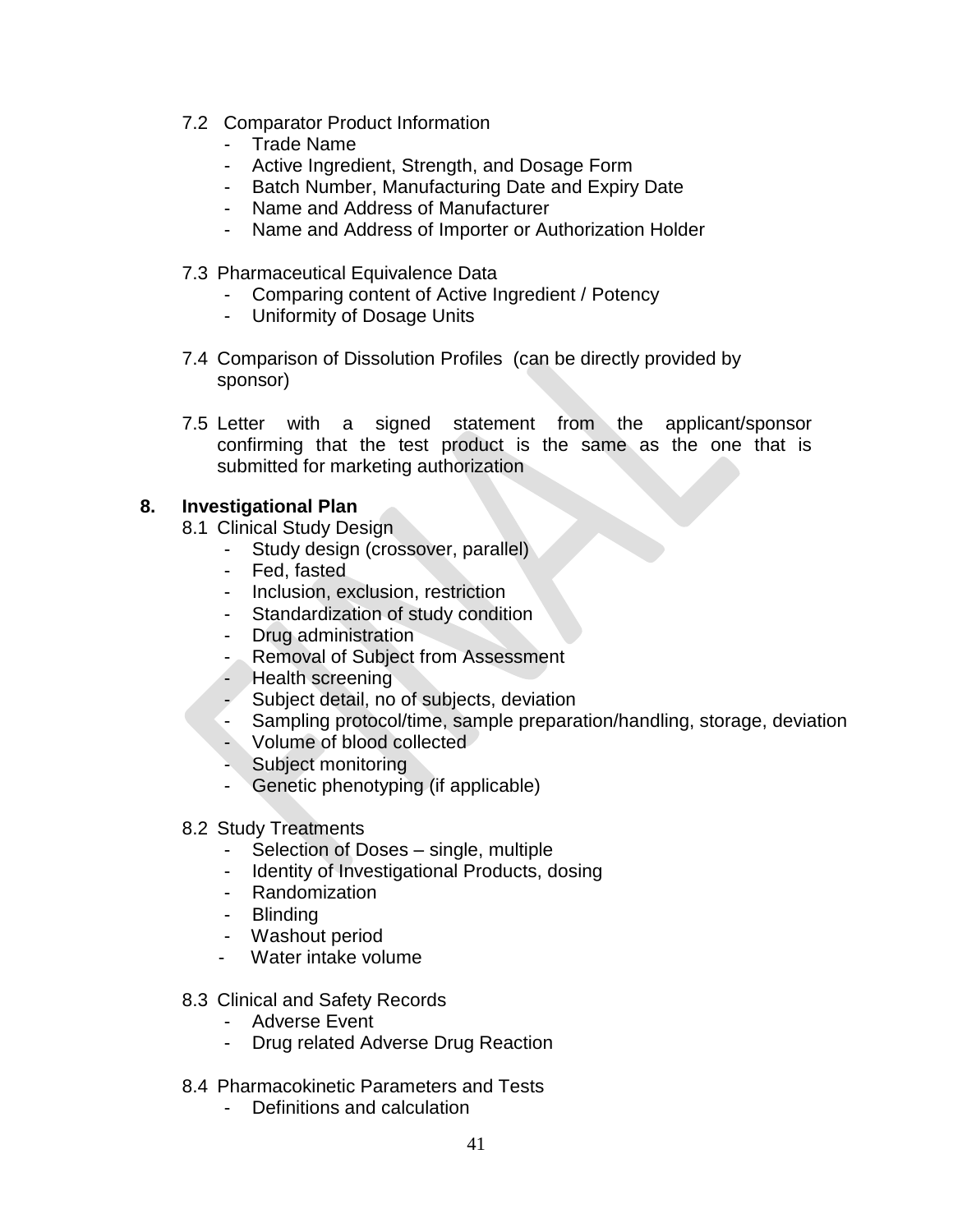7.2 Comparator Product Information

- Trade Name
- Active Ingredient, Strength, and Dosage Form
- Batch Number, Manufacturing Date and Expiry Date
- Name and Address of Manufacturer
- Name and Address of Importer or Authorization Holder

7.3 Pharmaceutical Equivalence Data

- Comparing content of Active Ingredient / Potency
- Uniformity of Dosage Units

7.4 Comparison of Dissolution Profiles (can be directly provided by sponsor)

7.5 Letter with a signed statement from the applicant/sponsor confirming that the test product is the same as the one that is submitted for marketing authorization

## 8. Investigational Plan

8.1 Clinical Study Design

- Study design (crossover, parallel)
- Fed, fasted
- Inclusion, exclusion, restriction
- Standardization of study condition
- Drug administration
- Removal of Subject from Assessment
- Health screening
- Subject detail, no of subjects, deviation
- Sampling protocol/time, sample preparation/handling, storage, deviation
- Volume of blood collected
- Subject monitoring
- Genetic phenotyping (if applicable)

8.2 Study Treatments

- Selection of Doses – single, multiple
- Identity of Investigational Products, dosing
- Randomization
- Blinding
- Washout period
- Water intake volume

8.3 Clinical and Safety Records

- Adverse Event
- Drug related Adverse Drug Reaction

8.4 Pharmacokinetic Parameters and Tests

- Definitions and calculation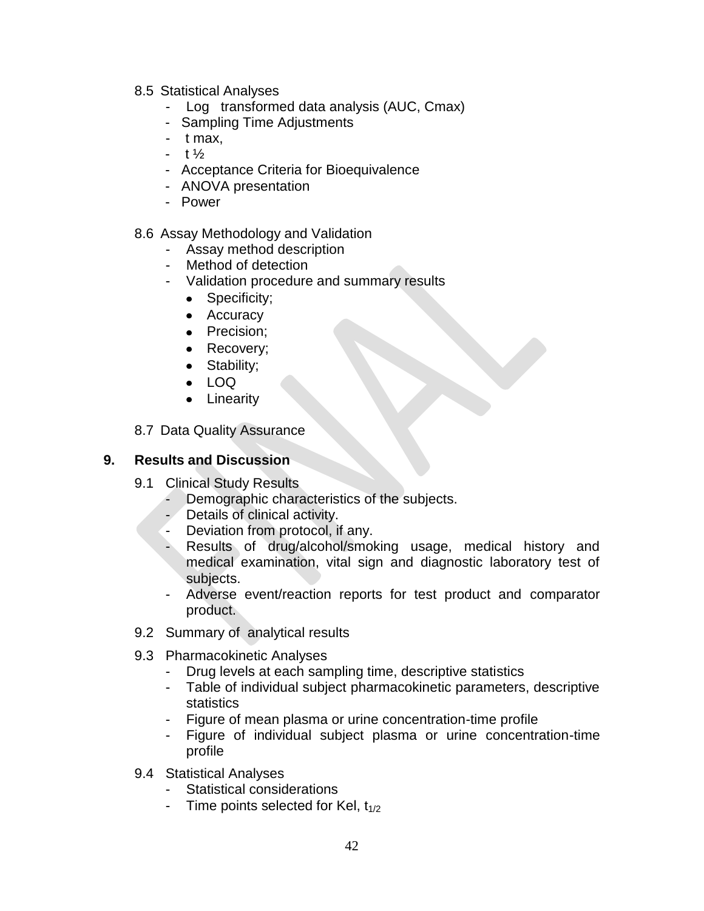8.5 Statistical Analyses

- Log transformed data analysis (AUC, Cmax)
- Sampling Time Adjustments
- t max,
- t ½
- Acceptance Criteria for Bioequivalence
- ANOVA presentation
- Power

8.6 Assay Methodology and Validation

- Assay method description
- Method of detection
- Validation procedure and summary results
  - Specificity;
  - Accuracy
  - Precision;
  - Recovery;
  - Stability;
  - LOQ
  - Linearity

8.7 Data Quality Assurance

## 9. Results and Discussion

9.1 Clinical Study Results

- Demographic characteristics of the subjects.
- Details of clinical activity.
- Deviation from protocol, if any.
- Results of drug/alcohol/smoking usage, medical history and medical examination, vital sign and diagnostic laboratory test of subjects.
- Adverse event/reaction reports for test product and comparator product.

9.2 Summary of analytical results

9.3 Pharmacokinetic Analyses

- Drug levels at each sampling time, descriptive statistics
- Table of individual subject pharmacokinetic parameters, descriptive statistics
- Figure of mean plasma or urine concentration-time profile
- Figure of individual subject plasma or urine concentration-time profile

9.4 Statistical Analyses

- Statistical considerations
- Time points selected for Kel, $t_{1/2}$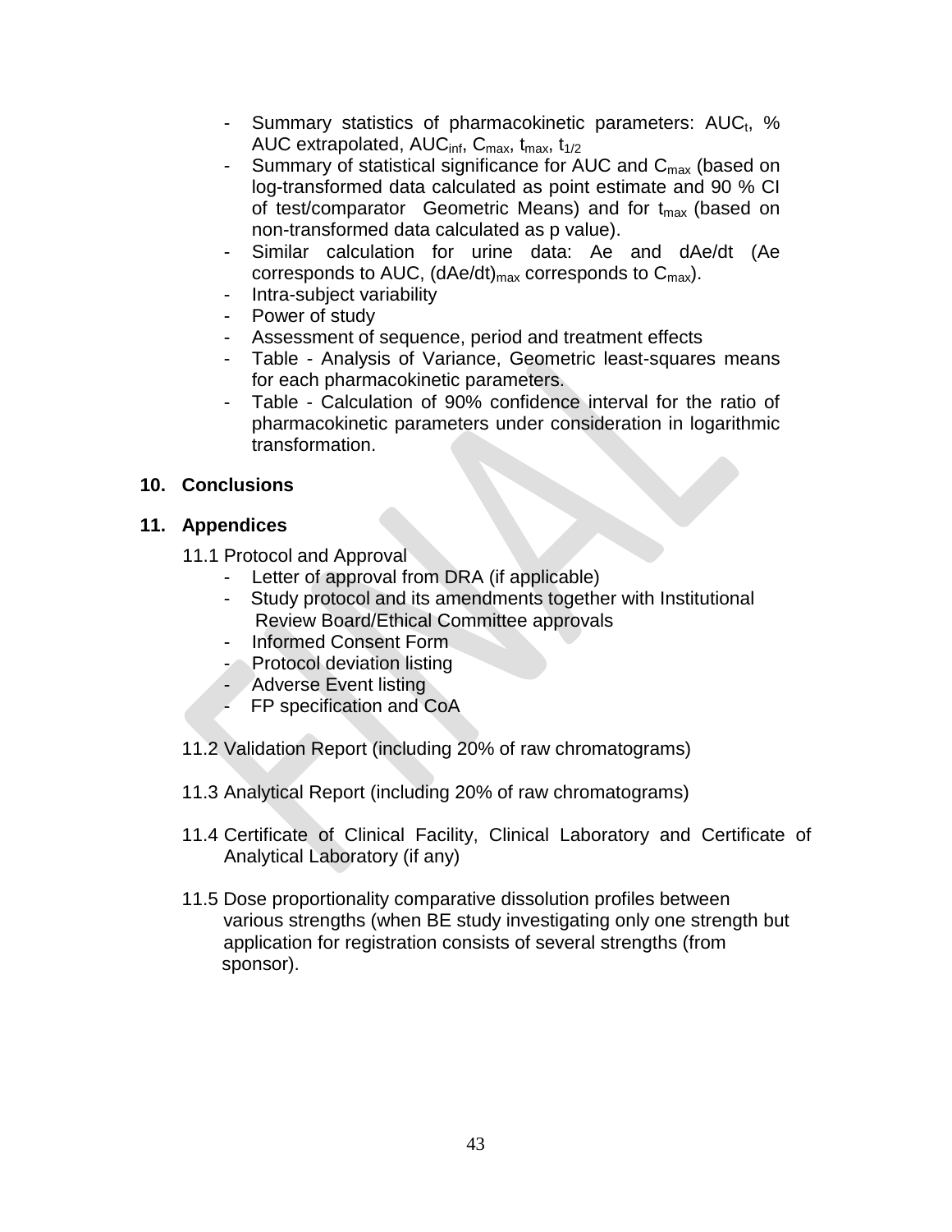- Summary statistics of pharmacokinetic parameters: $AUC_t$, % AUC extrapolated, $AUC_{inf}$, $C_{max}$, $t_{max}$, $t_{1/2}$
- Summary of statistical significance for AUC and $C_{max}$ (based on log-transformed data calculated as point estimate and 90 % CI of test/comparator Geometric Means) and for $t_{max}$ (based on non-transformed data calculated as p value).
- Similar calculation for urine data: Ae and dAe/dt (Ae corresponds to AUC, $(dAe/dt)_{max}$ corresponds to $C_{max}$).
- Intra-subject variability
- Power of study
- Assessment of sequence, period and treatment effects
- Table - Analysis of Variance, Geometric least-squares means for each pharmacokinetic parameters.
- Table - Calculation of 90% confidence interval for the ratio of pharmacokinetic parameters under consideration in logarithmic transformation.

## 10. Conclusions

## 11. Appendices

11.1 Protocol and Approval

- Letter of approval from DRA (if applicable)
- Study protocol and its amendments together with Institutional Review Board/Ethical Committee approvals
- Informed Consent Form
- Protocol deviation listing
- Adverse Event listing
- FP specification and CoA

11.2 Validation Report (including 20% of raw chromatograms)

11.3 Analytical Report (including 20% of raw chromatograms)

11.4 Certificate of Clinical Facility, Clinical Laboratory and Certificate of Analytical Laboratory (if any)

11.5 Dose proportionality comparative dissolution profiles between various strengths (when BE study investigating only one strength but application for registration consists of several strengths (from sponsor).